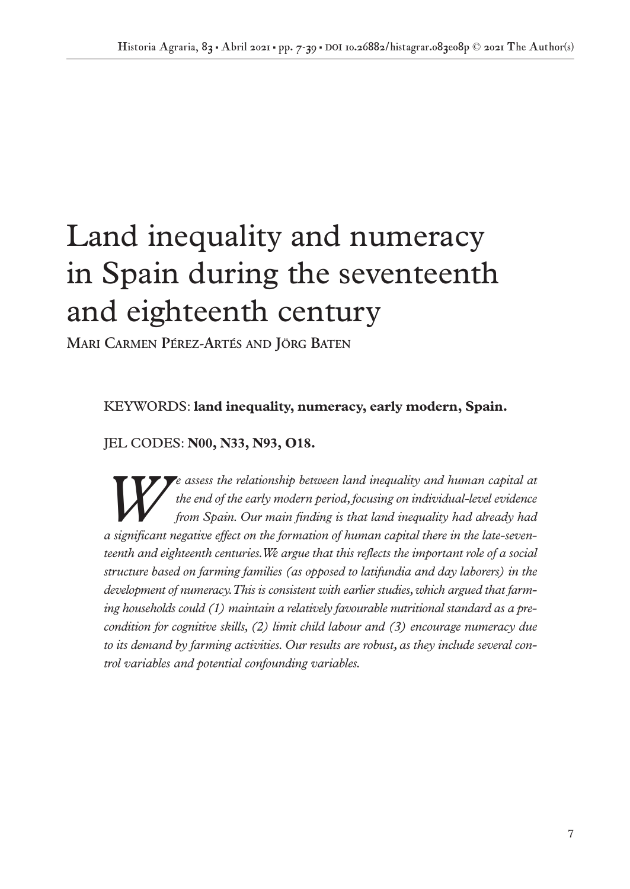# Land inequality and numeracy in Spain during the seventeenth and eighteenth century

**Mari Carmen Pérez-Artés and Jörg Baten**

KEYWORDS: **land inequality, numeracy, early modern, Spain.**

JEL CODES: **N00, N33, N93, O18.**

*We assess the relationship between land inequality and human capital at the end of the early modern period, focusing on individual-level evidence from Spain. Our main finding is that land inequality had already had a significant negative effect on the formation of human capital there in the late-seventeenth and eighteenth centuries. We argue that this reflects the important role of a social structure based on farming families (as opposed to latifundia and day laborers) in the development of numeracy. This is consistent with earlier studies, which argued that farming households could (1) maintain a relatively favourable nutritional standard as a precondition for cognitive skills, (2) limit child labour and (3) encourage numeracy due to its demand by farming activities. Our results are robust, as they include several control variables and potential confounding variables.*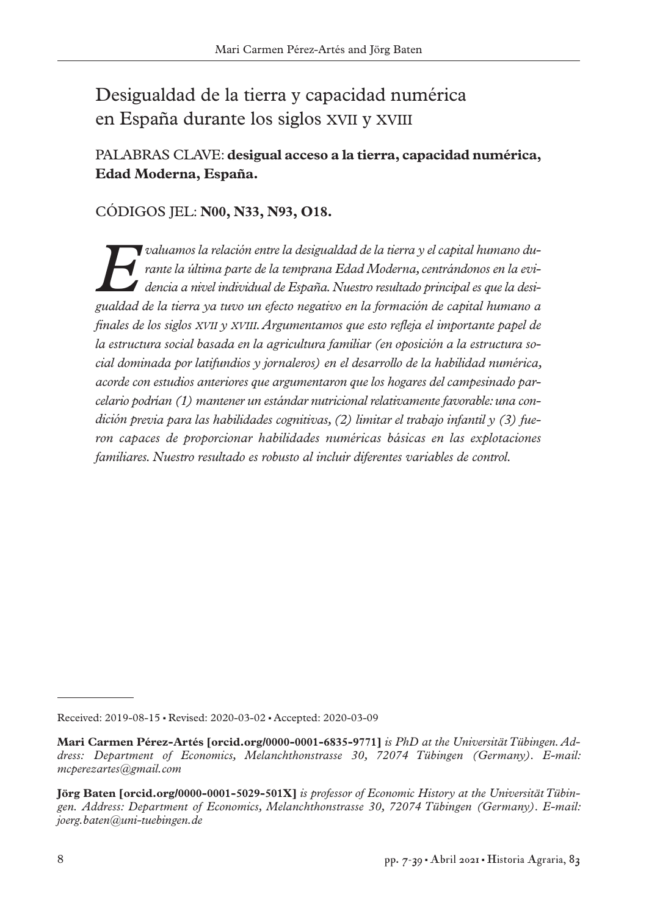# Desigualdad de la tierra y capacidad numérica en España durante los siglos XVII y XVIII

PALABRAS CLAVE: **desigual acceso a la tierra, capacidad numérica, Edad Moderna, España.**

CÓDIGOS JEL: **N00, N33, N93, O18.**

*Evaluamos la relación entre la desigualdad de la tierra y el capital humano durante la última parte de la temprana Edad Moderna, centrándonos en la evidencia a nivel individual de España. Nuestro resultado principal es que la desigualdad de la tierra ya tuvo un efecto negativo en la formación de capital humano a finales de los siglos XVII y XVIII. Argumentamos que esto refleja el importante papel de la estructura social basada en la agricultura familiar (en oposición a la estructura social dominada por latifundios y jornaleros) en el desarrollo de la habilidad numérica, acorde con estudios anteriores que argumentaron que los hogares del campesinado parcelario podrían (1) mantener un estándar nutricional relativamente favorable: una condición previa para las habilidades cognitivas, (2) limitar el trabajo infantil y (3) fueron capaces de proporcionar habilidades numéricas básicas en las explotaciones familiares. Nuestro resultado es robusto al incluir diferentes variables de control.*

---

Received: 2019-08-15 ▪ Revised: 2020-03-02 ▪ Accepted: 2020-03-09

**Mari Carmen Pérez-Artés [orcid.org/0000-0001-6835-9771]** *is PhD at the Universität Tübingen. Address: Department of Economics, Melanchthonstrasse 30, 72074 Tübingen (Germany). E-mail: mcperezartes@gmail.com*

**Jörg Baten [orcid.org/0000-0001-5029-501X]** *is professor of Economic History at the Universität Tübingen. Address: Department of Economics, Melanchthonstrasse 30, 72074 Tübingen (Germany). E-mail: joerg.baten@uni-tuebingen.de*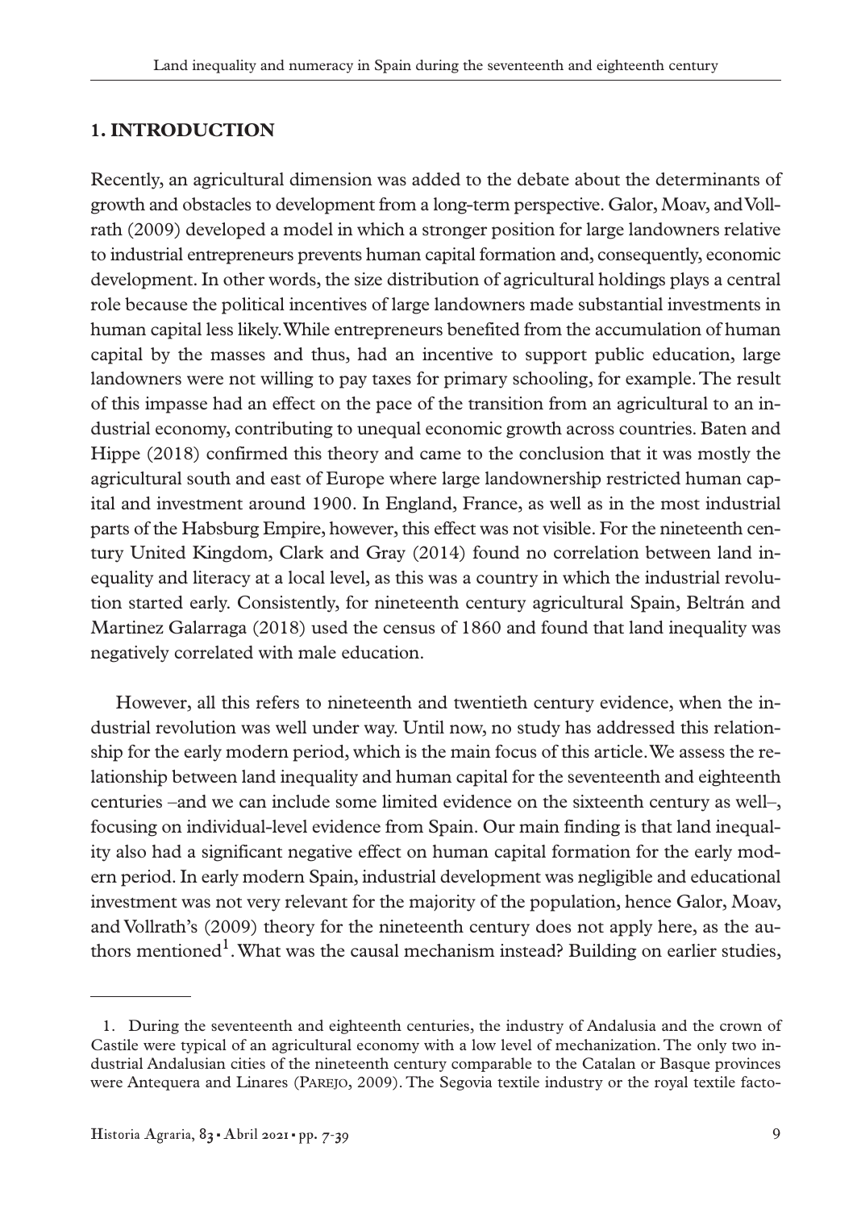## 1. INTRODUCTION

Recently, an agricultural dimension was added to the debate about the determinants of growth and obstacles to development from a long-term perspective. Galor, Moav, and Vollrath (2009) developed a model in which a stronger position for large landowners relative to industrial entrepreneurs prevents human capital formation and, consequently, economic development. In other words, the size distribution of agricultural holdings plays a central role because the political incentives of large landowners made substantial investments in human capital less likely. While entrepreneurs benefited from the accumulation of human capital by the masses and thus, had an incentive to support public education, large landowners were not willing to pay taxes for primary schooling, for example. The result of this impasse had an effect on the pace of the transition from an agricultural to an industrial economy, contributing to unequal economic growth across countries. Baten and Hippe (2018) confirmed this theory and came to the conclusion that it was mostly the agricultural south and east of Europe where large landownership restricted human capital and investment around 1900. In England, France, as well as in the most industrial parts of the Habsburg Empire, however, this effect was not visible. For the nineteenth century United Kingdom, Clark and Gray (2014) found no correlation between land inequality and literacy at a local level, as this was a country in which the industrial revolution started early. Consistently, for nineteenth century agricultural Spain, Beltrán and Martinez Galarraga (2018) used the census of 1860 and found that land inequality was negatively correlated with male education.

However, all this refers to nineteenth and twentieth century evidence, when the industrial revolution was well under way. Until now, no study has addressed this relationship for the early modern period, which is the main focus of this article. We assess the relationship between land inequality and human capital for the seventeenth and eighteenth centuries –and we can include some limited evidence on the sixteenth century as well–, focusing on individual-level evidence from Spain. Our main finding is that land inequality also had a significant negative effect on human capital formation for the early modern period. In early modern Spain, industrial development was negligible and educational investment was not very relevant for the majority of the population, hence Galor, Moav, and Vollrath's (2009) theory for the nineteenth century does not apply here, as the authors mentioned[1]. What was the causal mechanism instead? Building on earlier studies,

1. During the seventeenth and eighteenth centuries, the industry of Andalusia and the crown of Castile were typical of an agricultural economy with a low level of mechanization. The only two industrial Andalusian cities of the nineteenth century comparable to the Catalan or Basque provinces were Antequera and Linares (Parejo, 2009). The Segovia textile industry or the royal textile facto-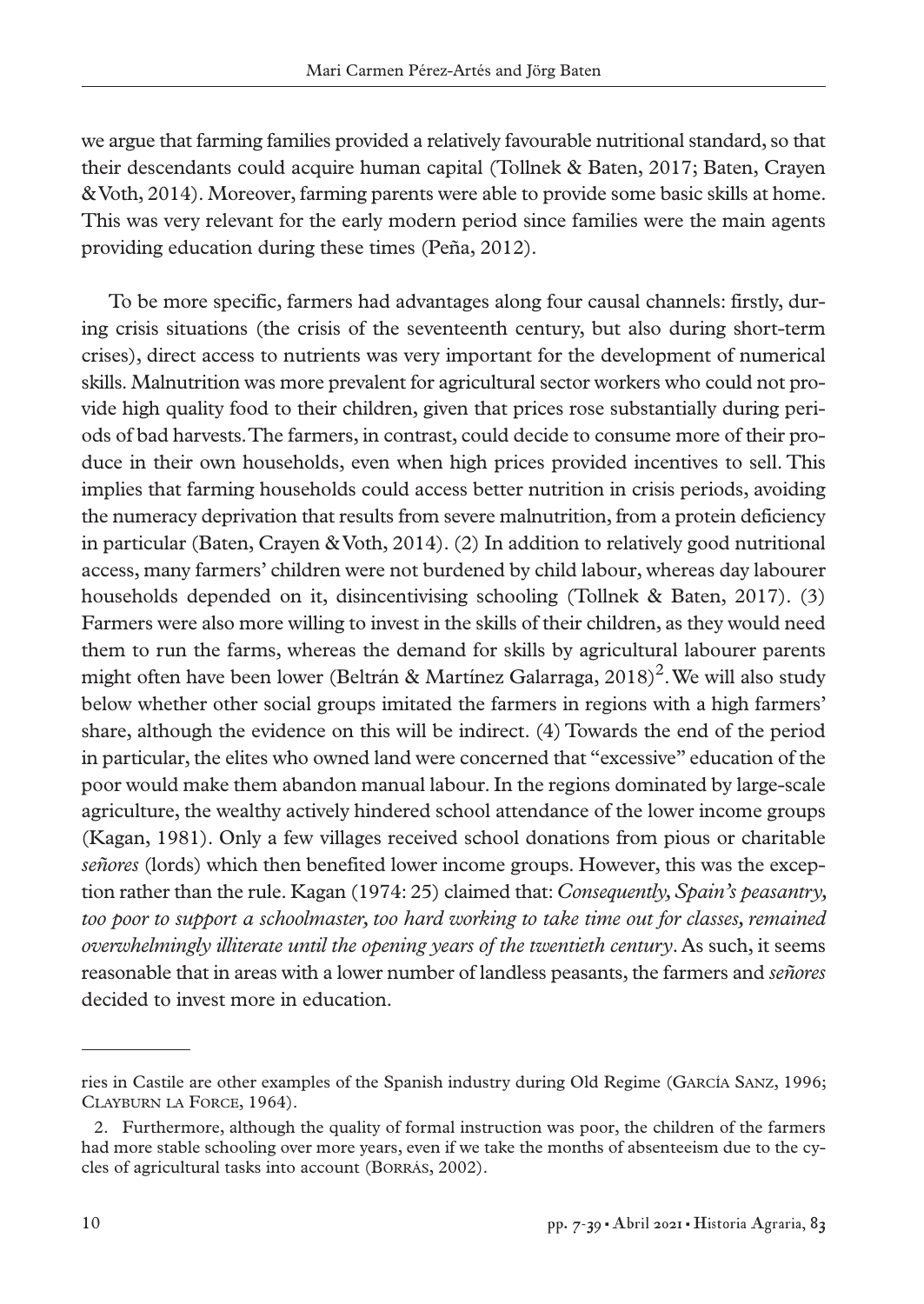we argue that farming families provided a relatively favourable nutritional standard, so that their descendants could acquire human capital (Tollnek & Baten, 2017; Baten, Crayen & Voth, 2014). Moreover, farming parents were able to provide some basic skills at home. This was very relevant for the early modern period since families were the main agents providing education during these times (Peña, 2012).

To be more specific, farmers had advantages along four causal channels: firstly, during crisis situations (the crisis of the seventeenth century, but also during short-term crises), direct access to nutrients was very important for the development of numerical skills. Malnutrition was more prevalent for agricultural sector workers who could not provide high quality food to their children, given that prices rose substantially during periods of bad harvests. The farmers, in contrast, could decide to consume more of their produce in their own households, even when high prices provided incentives to sell. This implies that farming households could access better nutrition in crisis periods, avoiding the numeracy deprivation that results from severe malnutrition, from a protein deficiency in particular (Baten, Crayen & Voth, 2014). (2) In addition to relatively good nutritional access, many farmers' children were not burdened by child labour, whereas day labourer households depended on it, disincentivising schooling (Tollnek & Baten, 2017). (3) Farmers were also more willing to invest in the skills of their children, as they would need them to run the farms, whereas the demand for skills by agricultural labourer parents might often have been lower (Beltrán & Martínez Galarraga, 2018)[2]. We will also study below whether other social groups imitated the farmers in regions with a high farmers' share, although the evidence on this will be indirect. (4) Towards the end of the period in particular, the elites who owned land were concerned that "excessive" education of the poor would make them abandon manual labour. In the regions dominated by large-scale agriculture, the wealthy actively hindered school attendance of the lower income groups (Kagan, 1981). Only a few villages received school donations from pious or charitable *señores* (lords) which then benefited lower income groups. However, this was the exception rather than the rule. Kagan (1974: 25) claimed that: *Consequently, Spain's peasantry, too poor to support a schoolmaster, too hard working to take time out for classes, remained overwhelmingly illiterate until the opening years of the twentieth century*. As such, it seems reasonable that in areas with a lower number of landless peasants, the farmers and *señores* decided to invest more in education.

---

ries in Castile are other examples of the Spanish industry during Old Regime (García Sanz, 1996; Clayburn la Force, 1964).

2. Furthermore, although the quality of formal instruction was poor, the children of the farmers had more stable schooling over more years, even if we take the months of absenteeism due to the cycles of agricultural tasks into account (Borrás, 2002).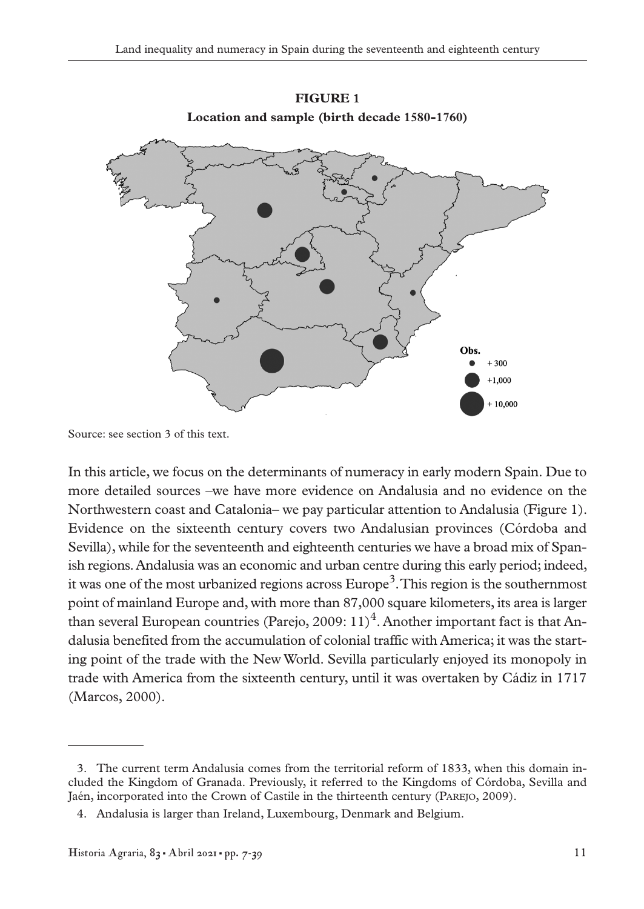**FIGURE 1**
**Location and sample (birth decade 1580-1760)**

Obs.
+ 300
+1,000
+ 10,000

Source: see section 3 of this text.

In this article, we focus on the determinants of numeracy in early modern Spain. Due to more detailed sources –we have more evidence on Andalusia and no evidence on the Northwestern coast and Catalonia– we pay particular attention to Andalusia (Figure 1). Evidence on the sixteenth century covers two Andalusian provinces (Córdoba and Sevilla), while for the seventeenth and eighteenth centuries we have a broad mix of Spanish regions. Andalusia was an economic and urban centre during this early period; indeed, it was one of the most urbanized regions across Europe[3]. This region is the southernmost point of mainland Europe and, with more than 87,000 square kilometers, its area is larger than several European countries (Parejo, 2009: 11)[4]. Another important fact is that Andalusia benefited from the accumulation of colonial traffic with America; it was the starting point of the trade with the New World. Sevilla particularly enjoyed its monopoly in trade with America from the sixteenth century, until it was overtaken by Cádiz in 1717 (Marcos, 2000).

---

3. The current term Andalusia comes from the territorial reform of 1833, when this domain included the Kingdom of Granada. Previously, it referred to the Kingdoms of Córdoba, Sevilla and Jaén, incorporated into the Crown of Castile in the thirteenth century (Parejo, 2009).

4. Andalusia is larger than Ireland, Luxembourg, Denmark and Belgium.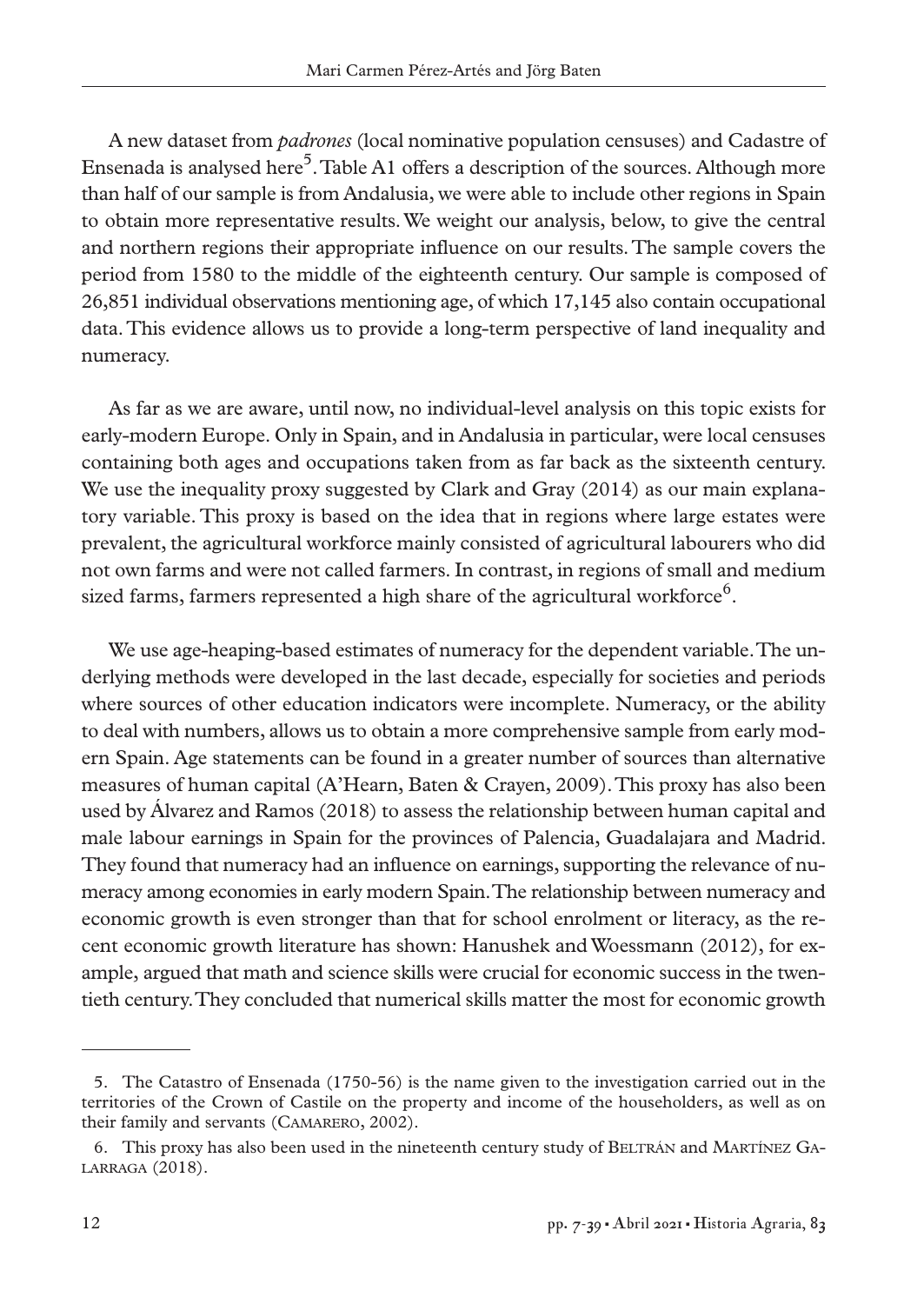A new dataset from *padrones* (local nominative population censuses) and Cadastre of Ensenada is analysed here[5]. Table A1 offers a description of the sources. Although more than half of our sample is from Andalusia, we were able to include other regions in Spain to obtain more representative results. We weight our analysis, below, to give the central and northern regions their appropriate influence on our results. The sample covers the period from 1580 to the middle of the eighteenth century. Our sample is composed of 26,851 individual observations mentioning age, of which 17,145 also contain occupational data. This evidence allows us to provide a long-term perspective of land inequality and numeracy.

As far as we are aware, until now, no individual-level analysis on this topic exists for early-modern Europe. Only in Spain, and in Andalusia in particular, were local censuses containing both ages and occupations taken from as far back as the sixteenth century. We use the inequality proxy suggested by Clark and Gray (2014) as our main explanatory variable. This proxy is based on the idea that in regions where large estates were prevalent, the agricultural workforce mainly consisted of agricultural labourers who did not own farms and were not called farmers. In contrast, in regions of small and medium sized farms, farmers represented a high share of the agricultural workforce[6].

We use age-heaping-based estimates of numeracy for the dependent variable. The underlying methods were developed in the last decade, especially for societies and periods where sources of other education indicators were incomplete. Numeracy, or the ability to deal with numbers, allows us to obtain a more comprehensive sample from early modern Spain. Age statements can be found in a greater number of sources than alternative measures of human capital (A'Hearn, Baten & Crayen, 2009). This proxy has also been used by Álvarez and Ramos (2018) to assess the relationship between human capital and male labour earnings in Spain for the provinces of Palencia, Guadalajara and Madrid. They found that numeracy had an influence on earnings, supporting the relevance of numeracy among economies in early modern Spain. The relationship between numeracy and economic growth is even stronger than that for school enrolment or literacy, as the recent economic growth literature has shown: Hanushek and Woessmann (2012), for example, argued that math and science skills were crucial for economic success in the twentieth century. They concluded that numerical skills matter the most for economic growth

---

5. The Catastro of Ensenada (1750-56) is the name given to the investigation carried out in the territories of the Crown of Castile on the property and income of the householders, as well as on their family and servants (Camarero, 2002).

6. This proxy has also been used in the nineteenth century study of Beltrán and Martínez Galarraga (2018).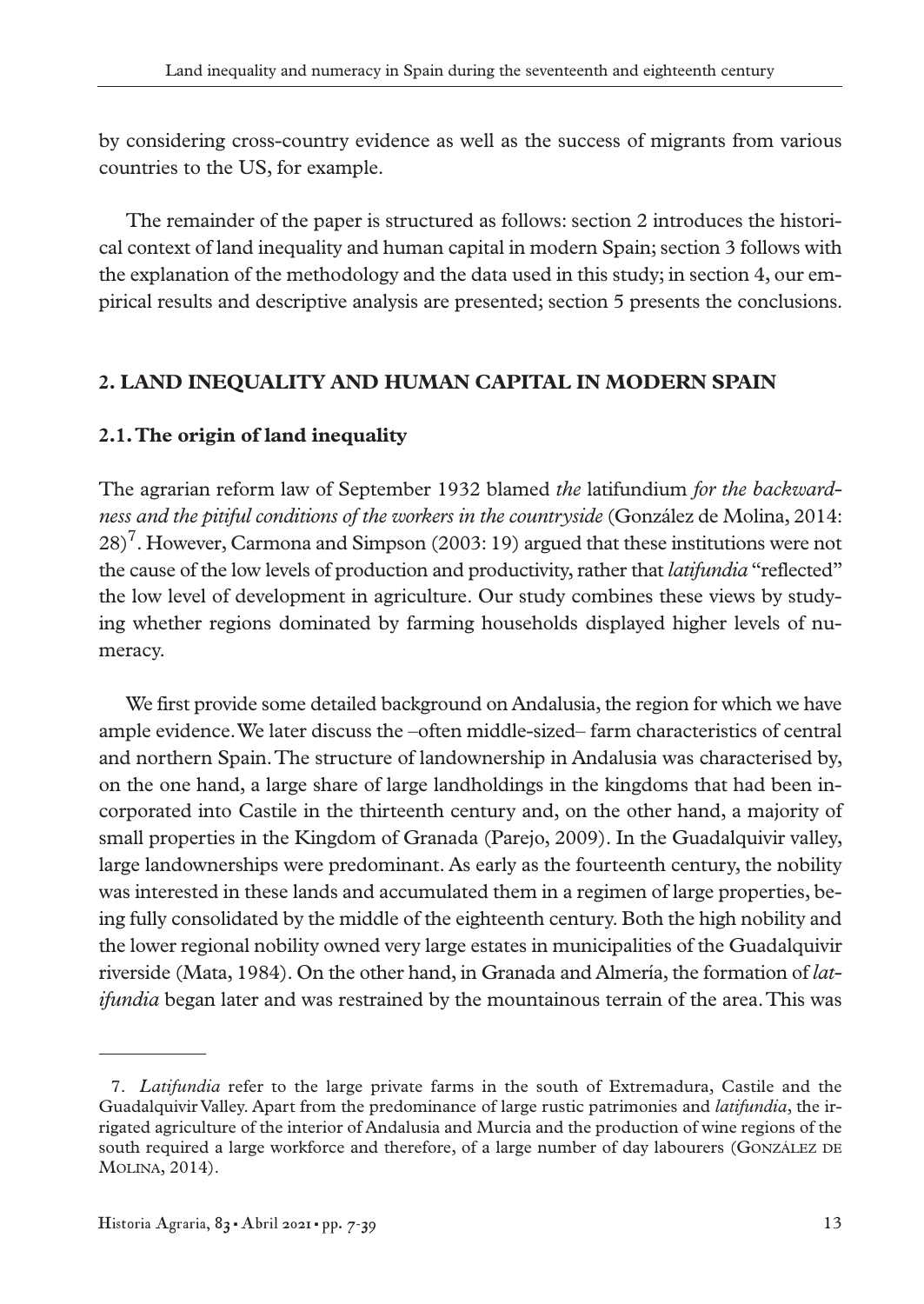by considering cross-country evidence as well as the success of migrants from various countries to the US, for example.

The remainder of the paper is structured as follows: section 2 introduces the historical context of land inequality and human capital in modern Spain; section 3 follows with the explanation of the methodology and the data used in this study; in section 4, our empirical results and descriptive analysis are presented; section 5 presents the conclusions.

## 2. LAND INEQUALITY AND HUMAN CAPITAL IN MODERN SPAIN

### 2.1. The origin of land inequality

The agrarian reform law of September 1932 blamed *the* latifundium *for the backwardness and the pitiful conditions of the workers in the countryside* (González de Molina, 2014: 28)[7]. However, Carmona and Simpson (2003: 19) argued that these institutions were not the cause of the low levels of production and productivity, rather that *latifundia* "reflected" the low level of development in agriculture. Our study combines these views by studying whether regions dominated by farming households displayed higher levels of numeracy.

We first provide some detailed background on Andalusia, the region for which we have ample evidence. We later discuss the –often middle-sized– farm characteristics of central and northern Spain. The structure of landownership in Andalusia was characterised by, on the one hand, a large share of large landholdings in the kingdoms that had been incorporated into Castile in the thirteenth century and, on the other hand, a majority of small properties in the Kingdom of Granada (Parejo, 2009). In the Guadalquivir valley, large landownerships were predominant. As early as the fourteenth century, the nobility was interested in these lands and accumulated them in a regimen of large properties, being fully consolidated by the middle of the eighteenth century. Both the high nobility and the lower regional nobility owned very large estates in municipalities of the Guadalquivir riverside (Mata, 1984). On the other hand, in Granada and Almería, the formation of *latifundia* began later and was restrained by the mountainous terrain of the area. This was

---

7. *Latifundia* refer to the large private farms in the south of Extremadura, Castile and the Guadalquivir Valley. Apart from the predominance of large rustic patrimonies and *latifundia*, the irrigated agriculture of the interior of Andalusia and Murcia and the production of wine regions of the south required a large workforce and therefore, of a large number of day labourers (González de Molina, 2014).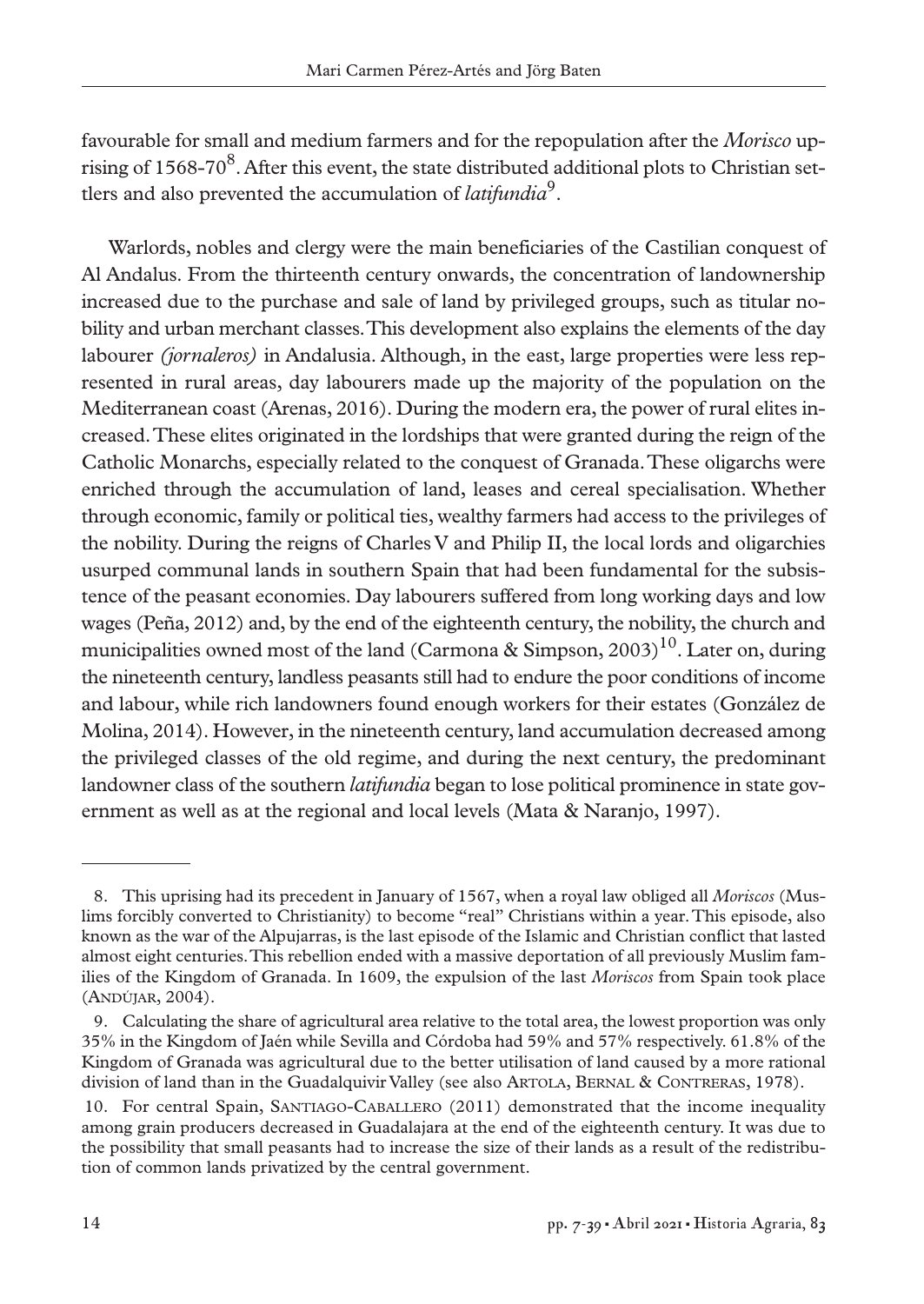favourable for small and medium farmers and for the repopulation after the *Morisco* uprising of 1568-70[8]. After this event, the state distributed additional plots to Christian settlers and also prevented the accumulation of *latifundia*[9].

Warlords, nobles and clergy were the main beneficiaries of the Castilian conquest of Al Andalus. From the thirteenth century onwards, the concentration of landownership increased due to the purchase and sale of land by privileged groups, such as titular nobility and urban merchant classes. This development also explains the elements of the day labourer *(jornaleros)* in Andalusia. Although, in the east, large properties were less represented in rural areas, day labourers made up the majority of the population on the Mediterranean coast (Arenas, 2016). During the modern era, the power of rural elites increased. These elites originated in the lordships that were granted during the reign of the Catholic Monarchs, especially related to the conquest of Granada. These oligarchs were enriched through the accumulation of land, leases and cereal specialisation. Whether through economic, family or political ties, wealthy farmers had access to the privileges of the nobility. During the reigns of Charles V and Philip II, the local lords and oligarchies usurped communal lands in southern Spain that had been fundamental for the subsistence of the peasant economies. Day labourers suffered from long working days and low wages (Peña, 2012) and, by the end of the eighteenth century, the nobility, the church and municipalities owned most of the land (Carmona & Simpson, 2003)[10]. Later on, during the nineteenth century, landless peasants still had to endure the poor conditions of income and labour, while rich landowners found enough workers for their estates (González de Molina, 2014). However, in the nineteenth century, land accumulation decreased among the privileged classes of the old regime, and during the next century, the predominant landowner class of the southern *latifundia* began to lose political prominence in state government as well as at the regional and local levels (Mata & Naranjo, 1997).

---

8. This uprising had its precedent in January of 1567, when a royal law obliged all *Moriscos* (Muslims forcibly converted to Christianity) to become "real" Christians within a year. This episode, also known as the war of the Alpujarras, is the last episode of the Islamic and Christian conflict that lasted almost eight centuries. This rebellion ended with a massive deportation of all previously Muslim families of the Kingdom of Granada. In 1609, the expulsion of the last *Moriscos* from Spain took place (Andújar, 2004).

9. Calculating the share of agricultural area relative to the total area, the lowest proportion was only 35% in the Kingdom of Jaén while Sevilla and Córdoba had 59% and 57% respectively. 61.8% of the Kingdom of Granada was agricultural due to the better utilisation of land caused by a more rational division of land than in the Guadalquivir Valley (see also Artola, Bernal & Contreras, 1978).

10. For central Spain, Santiago-Caballero (2011) demonstrated that the income inequality among grain producers decreased in Guadalajara at the end of the eighteenth century. It was due to the possibility that small peasants had to increase the size of their lands as a result of the redistribution of common lands privatized by the central government.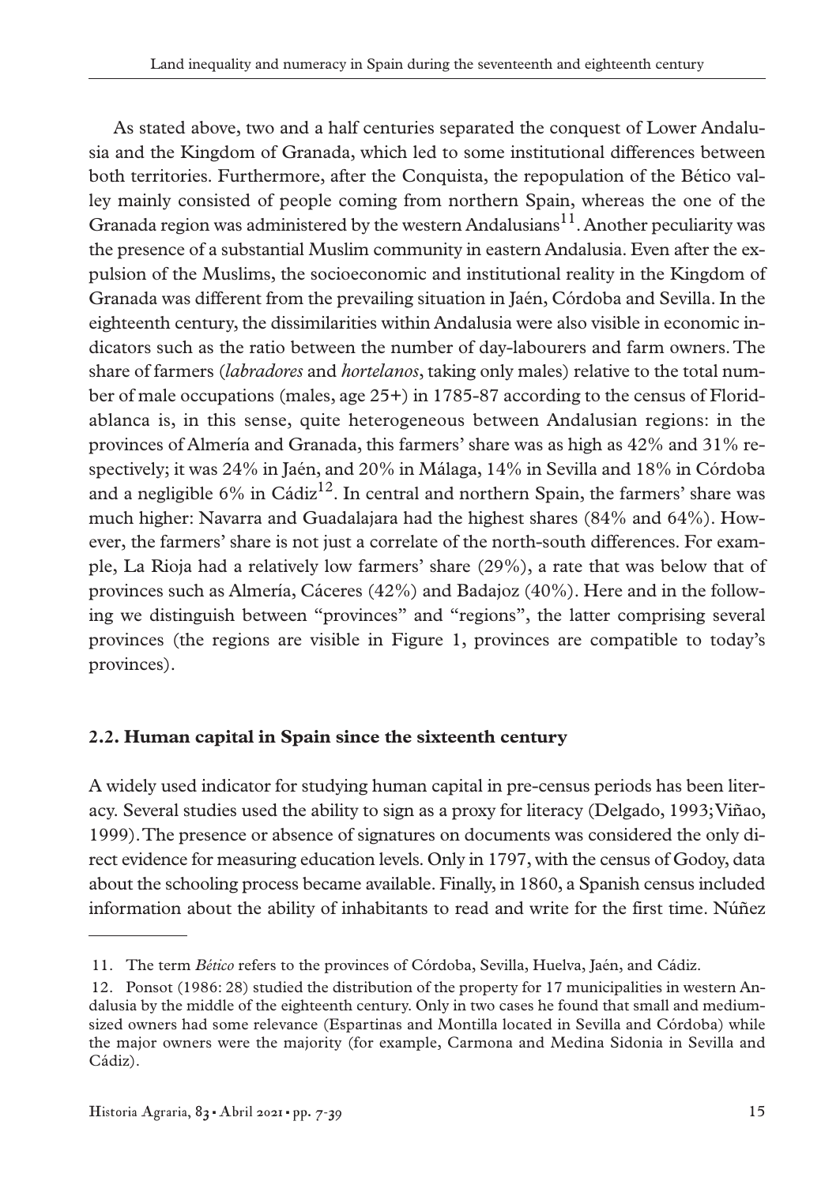As stated above, two and a half centuries separated the conquest of Lower Andalusia and the Kingdom of Granada, which led to some institutional differences between both territories. Furthermore, after the Conquista, the repopulation of the Bético valley mainly consisted of people coming from northern Spain, whereas the one of the Granada region was administered by the western Andalusians[11]. Another peculiarity was the presence of a substantial Muslim community in eastern Andalusia. Even after the expulsion of the Muslims, the socioeconomic and institutional reality in the Kingdom of Granada was different from the prevailing situation in Jaén, Córdoba and Sevilla. In the eighteenth century, the dissimilarities within Andalusia were also visible in economic indicators such as the ratio between the number of day-labourers and farm owners. The share of farmers (*labradores* and *hortelanos*, taking only males) relative to the total number of male occupations (males, age 25+) in 1785-87 according to the census of Floridablanca is, in this sense, quite heterogeneous between Andalusian regions: in the provinces of Almería and Granada, this farmers' share was as high as 42% and 31% respectively; it was 24% in Jaén, and 20% in Málaga, 14% in Sevilla and 18% in Córdoba and a negligible 6% in Cádiz[12]. In central and northern Spain, the farmers' share was much higher: Navarra and Guadalajara had the highest shares (84% and 64%). However, the farmers' share is not just a correlate of the north-south differences. For example, La Rioja had a relatively low farmers' share (29%), a rate that was below that of provinces such as Almería, Cáceres (42%) and Badajoz (40%). Here and in the following we distinguish between "provinces" and "regions", the latter comprising several provinces (the regions are visible in Figure 1, provinces are compatible to today's provinces).

## 2.2. Human capital in Spain since the sixteenth century

A widely used indicator for studying human capital in pre-census periods has been literacy. Several studies used the ability to sign as a proxy for literacy (Delgado, 1993; Viñao, 1999). The presence or absence of signatures on documents was considered the only direct evidence for measuring education levels. Only in 1797, with the census of Godoy, data about the schooling process became available. Finally, in 1860, a Spanish census included information about the ability of inhabitants to read and write for the first time. Núñez

---

11. The term *Bético* refers to the provinces of Córdoba, Sevilla, Huelva, Jaén, and Cádiz.

12. Ponsot (1986: 28) studied the distribution of the property for 17 municipalities in western Andalusia by the middle of the eighteenth century. Only in two cases he found that small and medium-sized owners had some relevance (Espartinas and Montilla located in Sevilla and Córdoba) while the major owners were the majority (for example, Carmona and Medina Sidonia in Sevilla and Cádiz).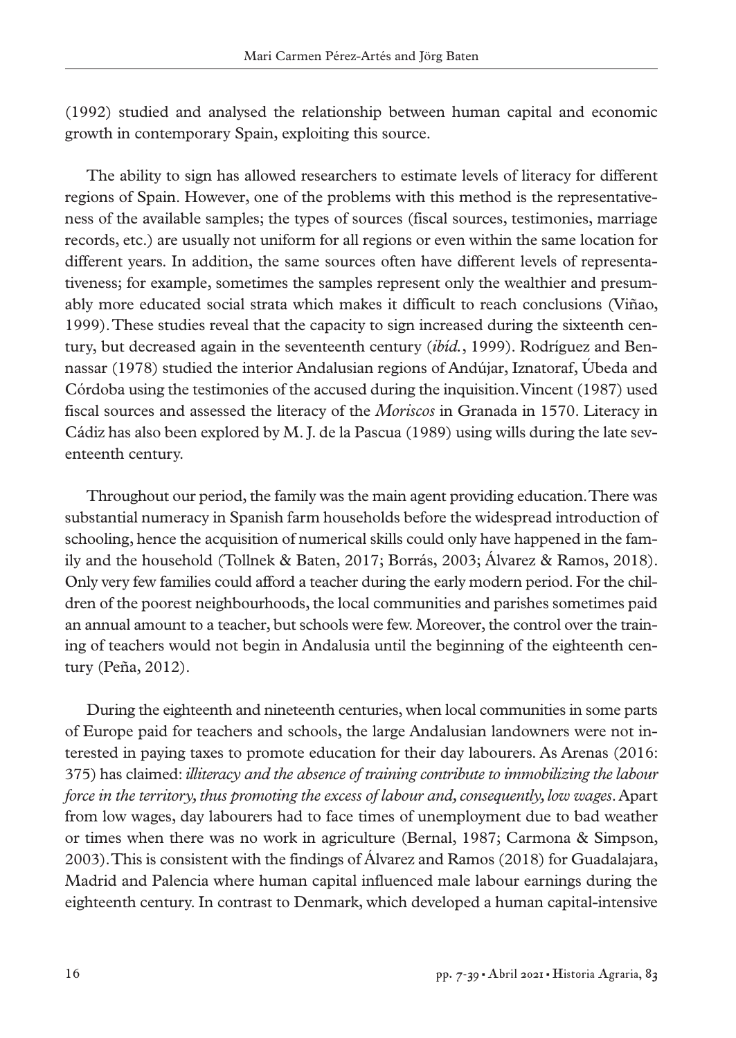(1992) studied and analysed the relationship between human capital and economic growth in contemporary Spain, exploiting this source.

The ability to sign has allowed researchers to estimate levels of literacy for different regions of Spain. However, one of the problems with this method is the representativeness of the available samples; the types of sources (fiscal sources, testimonies, marriage records, etc.) are usually not uniform for all regions or even within the same location for different years. In addition, the same sources often have different levels of representativeness; for example, sometimes the samples represent only the wealthier and presumably more educated social strata which makes it difficult to reach conclusions (Viñao, 1999). These studies reveal that the capacity to sign increased during the sixteenth century, but decreased again in the seventeenth century (*ibíd.*, 1999). Rodríguez and Bennassar (1978) studied the interior Andalusian regions of Andújar, Iznatoraf, Úbeda and Córdoba using the testimonies of the accused during the inquisition. Vincent (1987) used fiscal sources and assessed the literacy of the *Moriscos* in Granada in 1570. Literacy in Cádiz has also been explored by M. J. de la Pascua (1989) using wills during the late seventeenth century.

Throughout our period, the family was the main agent providing education. There was substantial numeracy in Spanish farm households before the widespread introduction of schooling, hence the acquisition of numerical skills could only have happened in the family and the household (Tollnek & Baten, 2017; Borrás, 2003; Álvarez & Ramos, 2018). Only very few families could afford a teacher during the early modern period. For the children of the poorest neighbourhoods, the local communities and parishes sometimes paid an annual amount to a teacher, but schools were few. Moreover, the control over the training of teachers would not begin in Andalusia until the beginning of the eighteenth century (Peña, 2012).

During the eighteenth and nineteenth centuries, when local communities in some parts of Europe paid for teachers and schools, the large Andalusian landowners were not interested in paying taxes to promote education for their day labourers. As Arenas (2016: 375) has claimed: *illiteracy and the absence of training contribute to immobilizing the labour force in the territory, thus promoting the excess of labour and, consequently, low wages*. Apart from low wages, day labourers had to face times of unemployment due to bad weather or times when there was no work in agriculture (Bernal, 1987; Carmona & Simpson, 2003). This is consistent with the findings of Álvarez and Ramos (2018) for Guadalajara, Madrid and Palencia where human capital influenced male labour earnings during the eighteenth century. In contrast to Denmark, which developed a human capital-intensive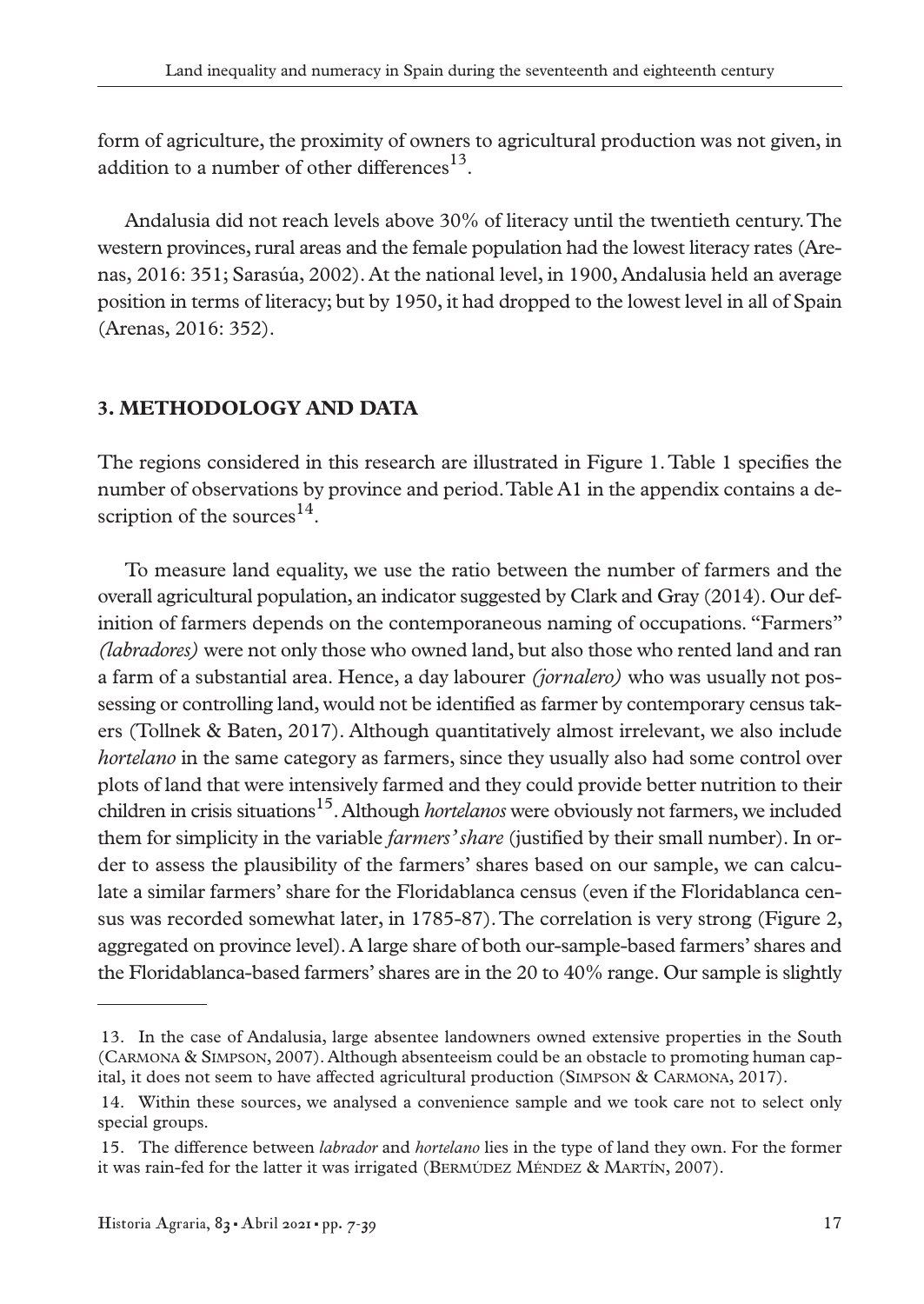form of agriculture, the proximity of owners to agricultural production was not given, in addition to a number of other differences[13].

Andalusia did not reach levels above 30% of literacy until the twentieth century. The western provinces, rural areas and the female population had the lowest literacy rates (Arenas, 2016: 351; Sarasúa, 2002). At the national level, in 1900, Andalusia held an average position in terms of literacy; but by 1950, it had dropped to the lowest level in all of Spain (Arenas, 2016: 352).

## 3. METHODOLOGY AND DATA

The regions considered in this research are illustrated in Figure 1. Table 1 specifies the number of observations by province and period. Table A1 in the appendix contains a description of the sources[14].

To measure land equality, we use the ratio between the number of farmers and the overall agricultural population, an indicator suggested by Clark and Gray (2014). Our definition of farmers depends on the contemporaneous naming of occupations. "Farmers" *(labradores)* were not only those who owned land, but also those who rented land and ran a farm of a substantial area. Hence, a day labourer *(jornalero)* who was usually not possessing or controlling land, would not be identified as farmer by contemporary census takers (Tollnek & Baten, 2017). Although quantitatively almost irrelevant, we also include *hortelano* in the same category as farmers, since they usually also had some control over plots of land that were intensively farmed and they could provide better nutrition to their children in crisis situations[15]. Although *hortelanos* were obviously not farmers, we included them for simplicity in the variable *farmers' share* (justified by their small number). In order to assess the plausibility of the farmers' shares based on our sample, we can calculate a similar farmers' share for the Floridablanca census (even if the Floridablanca census was recorded somewhat later, in 1785-87). The correlation is very strong (Figure 2, aggregated on province level). A large share of both our-sample-based farmers' shares and the Floridablanca-based farmers' shares are in the 20 to 40% range. Our sample is slightly

---

13. In the case of Andalusia, large absentee landowners owned extensive properties in the South (Carmona & Simpson, 2007). Although absenteeism could be an obstacle to promoting human capital, it does not seem to have affected agricultural production (Simpson & Carmona, 2017).

14. Within these sources, we analysed a convenience sample and we took care not to select only special groups.

15. The difference between *labrador* and *hortelano* lies in the type of land they own. For the former it was rain-fed for the latter it was irrigated (Bermúdez Méndez & Martín, 2007).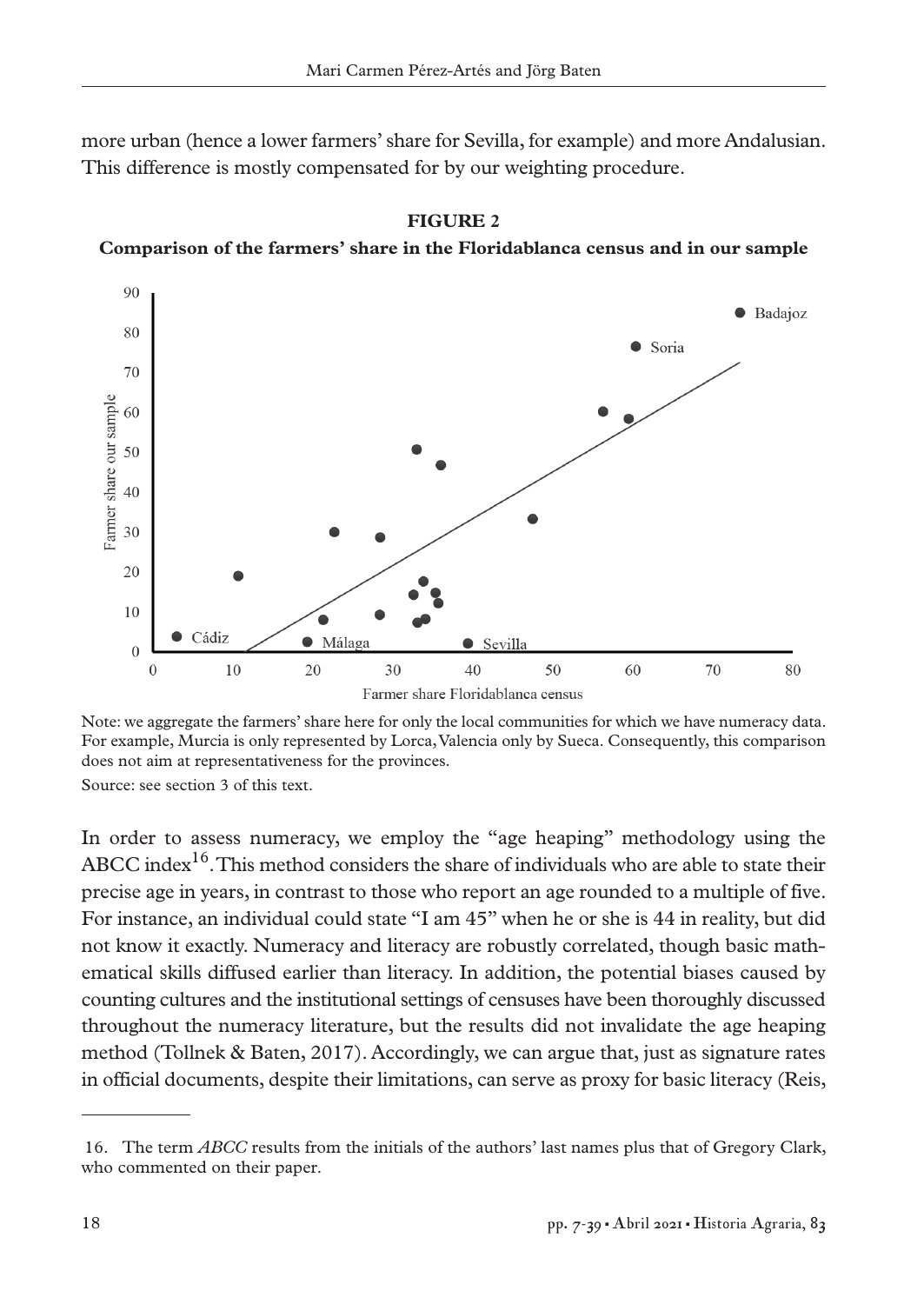more urban (hence a lower farmers' share for Sevilla, for example) and more Andalusian. This difference is mostly compensated for by our weighting procedure.

**FIGURE 2**

**Comparison of the farmers' share in the Floridablanca census and in our sample**

Note: we aggregate the farmers' share here for only the local communities for which we have numeracy data. For example, Murcia is only represented by Lorca, Valencia only by Sueca. Consequently, this comparison does not aim at representativeness for the provinces.

Source: see section 3 of this text.

In order to assess numeracy, we employ the "age heaping" methodology using the ABCC index[16]. This method considers the share of individuals who are able to state their precise age in years, in contrast to those who report an age rounded to a multiple of five. For instance, an individual could state "I am 45" when he or she is 44 in reality, but did not know it exactly. Numeracy and literacy are robustly correlated, though basic mathematical skills diffused earlier than literacy. In addition, the potential biases caused by counting cultures and the institutional settings of censuses have been thoroughly discussed throughout the numeracy literature, but the results did not invalidate the age heaping method (Tollnek & Baten, 2017). Accordingly, we can argue that, just as signature rates in official documents, despite their limitations, can serve as proxy for basic literacy (Reis,

---

16. The term *ABCC* results from the initials of the authors' last names plus that of Gregory Clark, who commented on their paper.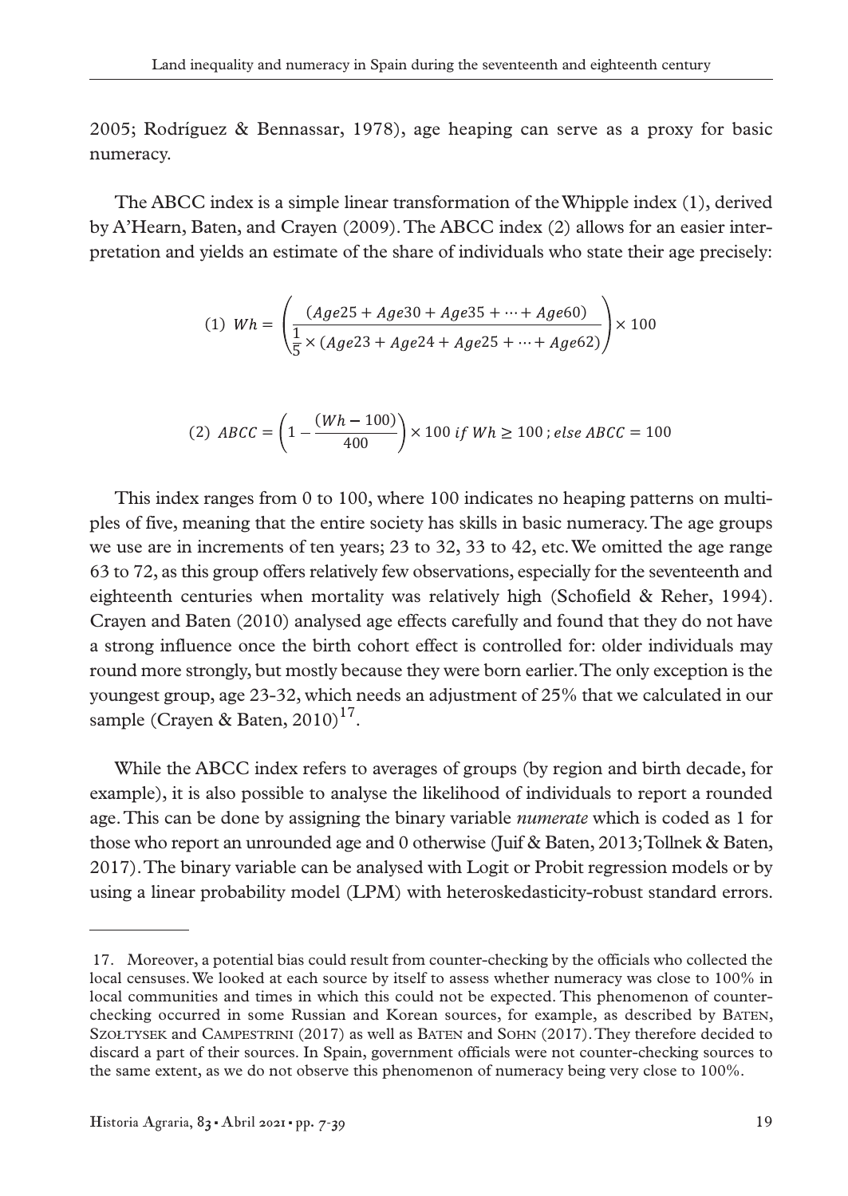2005; Rodríguez & Bennassar, 1978), age heaping can serve as a proxy for basic numeracy.

The ABCC index is a simple linear transformation of the Whipple index (1), derived by A'Hearn, Baten, and Crayen (2009). The ABCC index (2) allows for an easier interpretation and yields an estimate of the share of individuals who state their age precisely:

$$(1)\ Wh = \left( \frac{(Age25 + Age30 + Age35 + \cdots + Age60)}{\frac{1}{5} \times (Age23 + Age24 + Age25 + \cdots + Age62)} \right) \times 100$$

$$(2)\ ABCC = \left( 1 - \frac{(Wh - 100)}{400} \right) \times 100\ if\ Wh \geq 100\ ;\ else\ ABCC = 100$$

This index ranges from 0 to 100, where 100 indicates no heaping patterns on multiples of five, meaning that the entire society has skills in basic numeracy. The age groups we use are in increments of ten years; 23 to 32, 33 to 42, etc. We omitted the age range 63 to 72, as this group offers relatively few observations, especially for the seventeenth and eighteenth centuries when mortality was relatively high (Schofield & Reher, 1994). Crayen and Baten (2010) analysed age effects carefully and found that they do not have a strong influence once the birth cohort effect is controlled for: older individuals may round more strongly, but mostly because they were born earlier. The only exception is the youngest group, age 23-32, which needs an adjustment of 25% that we calculated in our sample (Crayen & Baten, 2010)[17].

While the ABCC index refers to averages of groups (by region and birth decade, for example), it is also possible to analyse the likelihood of individuals to report a rounded age. This can be done by assigning the binary variable *numerate* which is coded as 1 for those who report an unrounded age and 0 otherwise (Juif & Baten, 2013; Tollnek & Baten, 2017). The binary variable can be analysed with Logit or Probit regression models or by using a linear probability model (LPM) with heteroskedasticity-robust standard errors.

---

17. Moreover, a potential bias could result from counter-checking by the officials who collected the local censuses. We looked at each source by itself to assess whether numeracy was close to 100% in local communities and times in which this could not be expected. This phenomenon of counter-checking occurred in some Russian and Korean sources, for example, as described by Baten, Szołtysek and Campestrini (2017) as well as Baten and Sohn (2017). They therefore decided to discard a part of their sources. In Spain, government officials were not counter-checking sources to the same extent, as we do not observe this phenomenon of numeracy being very close to 100%.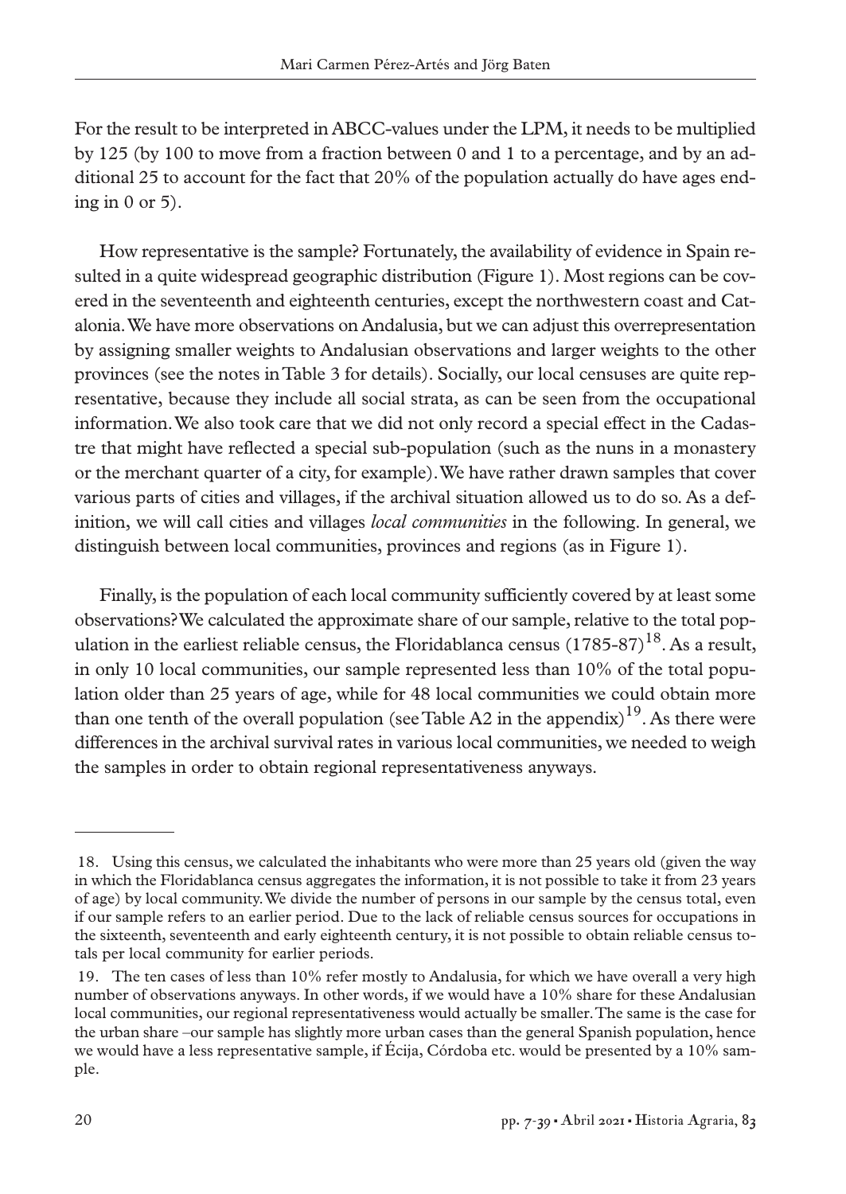For the result to be interpreted in ABCC-values under the LPM, it needs to be multiplied by 125 (by 100 to move from a fraction between 0 and 1 to a percentage, and by an additional 25 to account for the fact that 20% of the population actually do have ages ending in 0 or 5).

How representative is the sample? Fortunately, the availability of evidence in Spain resulted in a quite widespread geographic distribution (Figure 1). Most regions can be covered in the seventeenth and eighteenth centuries, except the northwestern coast and Catalonia. We have more observations on Andalusia, but we can adjust this overrepresentation by assigning smaller weights to Andalusian observations and larger weights to the other provinces (see the notes in Table 3 for details). Socially, our local censuses are quite representative, because they include all social strata, as can be seen from the occupational information. We also took care that we did not only record a special effect in the Cadastre that might have reflected a special sub-population (such as the nuns in a monastery or the merchant quarter of a city, for example). We have rather drawn samples that cover various parts of cities and villages, if the archival situation allowed us to do so. As a definition, we will call cities and villages *local communities* in the following. In general, we distinguish between local communities, provinces and regions (as in Figure 1).

Finally, is the population of each local community sufficiently covered by at least some observations? We calculated the approximate share of our sample, relative to the total population in the earliest reliable census, the Floridablanca census (1785-87)[18]. As a result, in only 10 local communities, our sample represented less than 10% of the total population older than 25 years of age, while for 48 local communities we could obtain more than one tenth of the overall population (see Table A2 in the appendix)[19]. As there were differences in the archival survival rates in various local communities, we needed to weigh the samples in order to obtain regional representativeness anyways.

---

18. Using this census, we calculated the inhabitants who were more than 25 years old (given the way in which the Floridablanca census aggregates the information, it is not possible to take it from 23 years of age) by local community. We divide the number of persons in our sample by the census total, even if our sample refers to an earlier period. Due to the lack of reliable census sources for occupations in the sixteenth, seventeenth and early eighteenth century, it is not possible to obtain reliable census totals per local community for earlier periods.

19. The ten cases of less than 10% refer mostly to Andalusia, for which we have overall a very high number of observations anyways. In other words, if we would have a 10% share for these Andalusian local communities, our regional representativeness would actually be smaller. The same is the case for the urban share –our sample has slightly more urban cases than the general Spanish population, hence we would have a less representative sample, if Écija, Córdoba etc. would be presented by a 10% sample.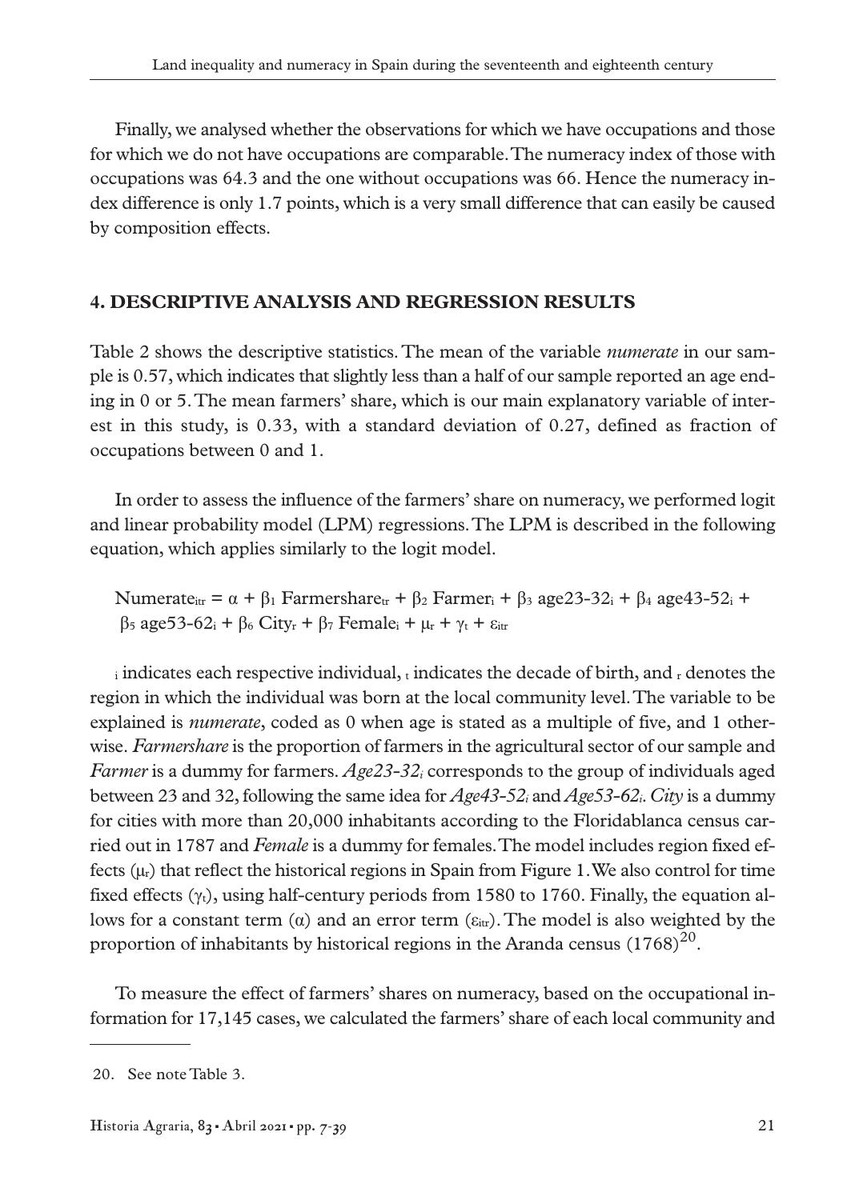Finally, we analysed whether the observations for which we have occupations and those for which we do not have occupations are comparable. The numeracy index of those with occupations was 64.3 and the one without occupations was 66. Hence the numeracy index difference is only 1.7 points, which is a very small difference that can easily be caused by composition effects.

## 4. DESCRIPTIVE ANALYSIS AND REGRESSION RESULTS

Table 2 shows the descriptive statistics. The mean of the variable *numerate* in our sample is 0.57, which indicates that slightly less than a half of our sample reported an age ending in 0 or 5. The mean farmers' share, which is our main explanatory variable of interest in this study, is 0.33, with a standard deviation of 0.27, defined as fraction of occupations between 0 and 1.

In order to assess the influence of the farmers' share on numeracy, we performed logit and linear probability model (LPM) regressions. The LPM is described in the following equation, which applies similarly to the logit model.

$$\text{Numerate}_{itr} = \alpha + \beta_1 \text{ Farmershare}_{tr} + \beta_2 \text{ Farmer}_i + \beta_3 \text{ age23-32}_i + \beta_4 \text{ age43-52}_i + \beta_5 \text{ age53-62}_i + \beta_6 \text{ City}_r + \beta_7 \text{ Female}_i + \mu_r + \gamma_t + \varepsilon_{itr}$$

$_i$ indicates each respective individual, $_t$ indicates the decade of birth, and $_r$ denotes the region in which the individual was born at the local community level. The variable to be explained is *numerate*, coded as 0 when age is stated as a multiple of five, and 1 otherwise. *Farmershare* is the proportion of farmers in the agricultural sector of our sample and *Farmer* is a dummy for farmers. *Age23-32$_i$* corresponds to the group of individuals aged between 23 and 32, following the same idea for *Age43-52$_i$* and *Age53-62$_i$*. *City* is a dummy for cities with more than 20,000 inhabitants according to the Floridablanca census carried out in 1787 and *Female* is a dummy for females. The model includes region fixed effects ($\mu_r$) that reflect the historical regions in Spain from Figure 1. We also control for time fixed effects ($\gamma_t$), using half-century periods from 1580 to 1760. Finally, the equation allows for a constant term ($\alpha$) and an error term ($\varepsilon_{itr}$). The model is also weighted by the proportion of inhabitants by historical regions in the Aranda census (1768)[20].

To measure the effect of farmers' shares on numeracy, based on the occupational information for 17,145 cases, we calculated the farmers' share of each local community and

---

20. See note Table 3.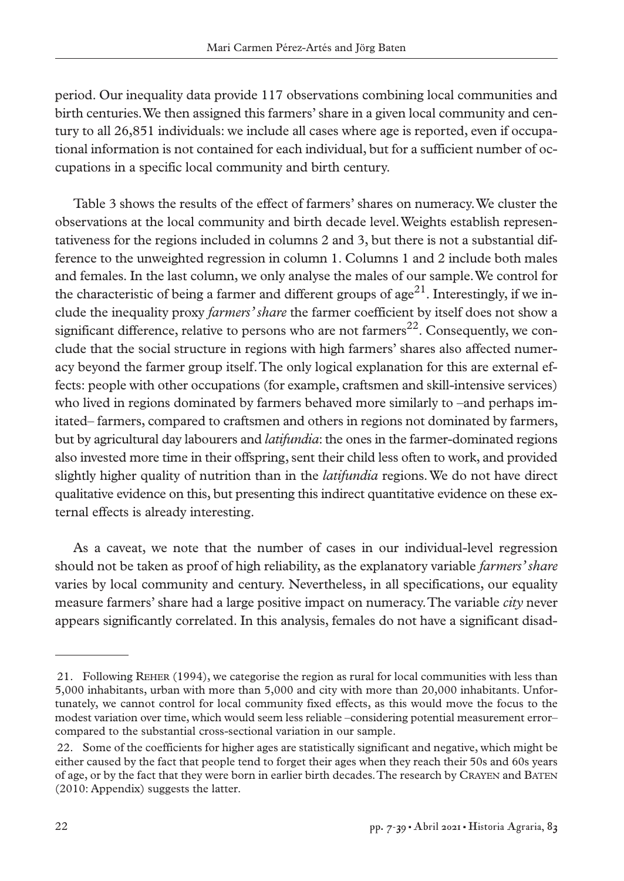period. Our inequality data provide 117 observations combining local communities and birth centuries. We then assigned this farmers' share in a given local community and century to all 26,851 individuals: we include all cases where age is reported, even if occupational information is not contained for each individual, but for a sufficient number of occupations in a specific local community and birth century.

Table 3 shows the results of the effect of farmers' shares on numeracy. We cluster the observations at the local community and birth decade level. Weights establish representativeness for the regions included in columns 2 and 3, but there is not a substantial difference to the unweighted regression in column 1. Columns 1 and 2 include both males and females. In the last column, we only analyse the males of our sample. We control for the characteristic of being a farmer and different groups of age[21]. Interestingly, if we include the inequality proxy *farmers' share* the farmer coefficient by itself does not show a significant difference, relative to persons who are not farmers[22]. Consequently, we conclude that the social structure in regions with high farmers' shares also affected numeracy beyond the farmer group itself. The only logical explanation for this are external effects: people with other occupations (for example, craftsmen and skill-intensive services) who lived in regions dominated by farmers behaved more similarly to –and perhaps imitated– farmers, compared to craftsmen and others in regions not dominated by farmers, but by agricultural day labourers and *latifundia*: the ones in the farmer-dominated regions also invested more time in their offspring, sent their child less often to work, and provided slightly higher quality of nutrition than in the *latifundia* regions. We do not have direct qualitative evidence on this, but presenting this indirect quantitative evidence on these external effects is already interesting.

As a caveat, we note that the number of cases in our individual-level regression should not be taken as proof of high reliability, as the explanatory variable *farmers' share* varies by local community and century. Nevertheless, in all specifications, our equality measure farmers' share had a large positive impact on numeracy. The variable *city* never appears significantly correlated. In this analysis, females do not have a significant disad-

---

21. Following Reher (1994), we categorise the region as rural for local communities with less than 5,000 inhabitants, urban with more than 5,000 and city with more than 20,000 inhabitants. Unfortunately, we cannot control for local community fixed effects, as this would move the focus to the modest variation over time, which would seem less reliable –considering potential measurement error– compared to the substantial cross-sectional variation in our sample.

22. Some of the coefficients for higher ages are statistically significant and negative, which might be either caused by the fact that people tend to forget their ages when they reach their 50s and 60s years of age, or by the fact that they were born in earlier birth decades. The research by Crayen and Baten (2010: Appendix) suggests the latter.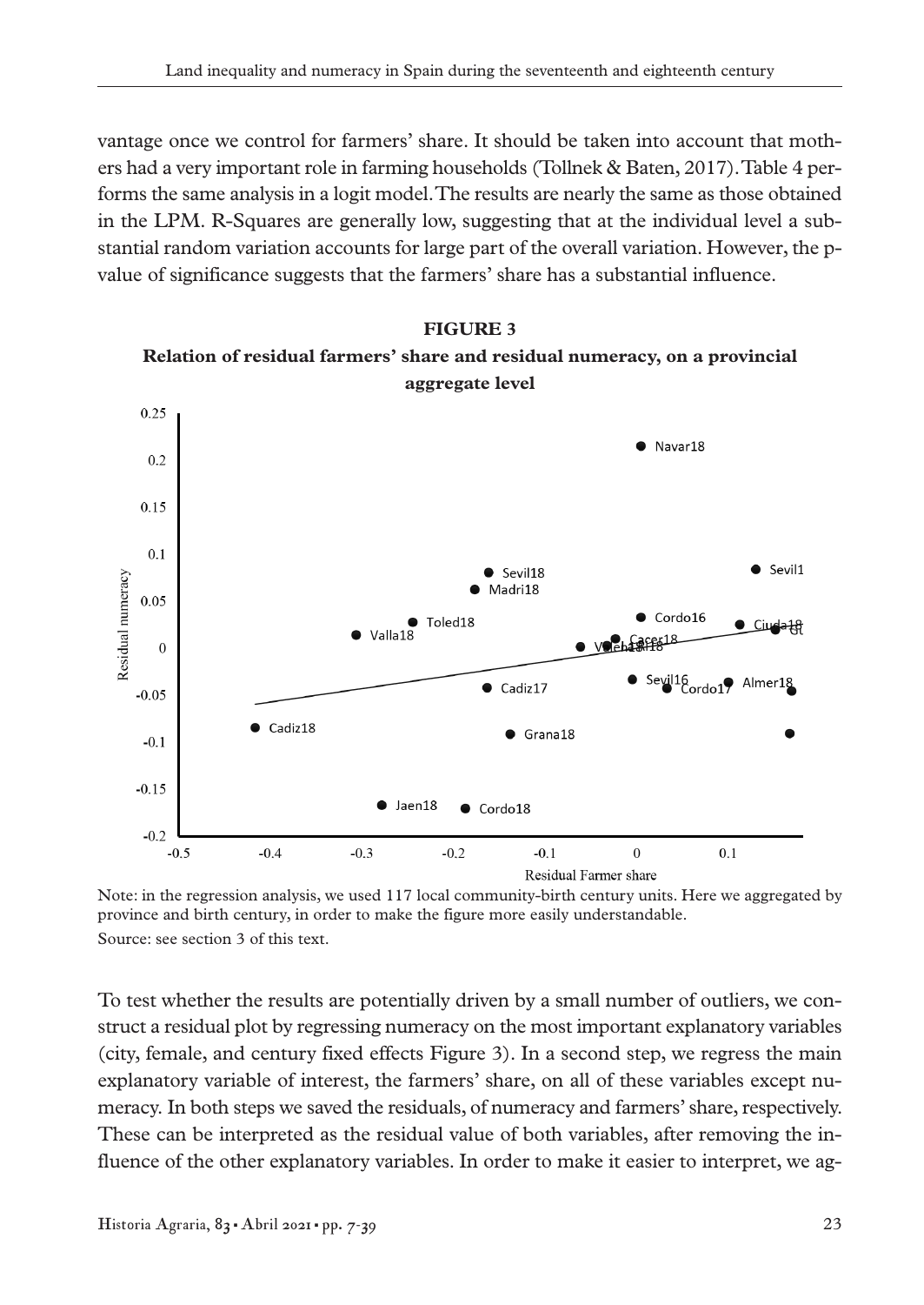vantage once we control for farmers' share. It should be taken into account that mothers had a very important role in farming households (Tollnek & Baten, 2017). Table 4 performs the same analysis in a logit model. The results are nearly the same as those obtained in the LPM. R-Squares are generally low, suggesting that at the individual level a substantial random variation accounts for large part of the overall variation. However, the p-value of significance suggests that the farmers' share has a substantial influence.

**FIGURE 3**

**Relation of residual farmers' share and residual numeracy, on a provincial aggregate level**

Note: in the regression analysis, we used 117 local community-birth century units. Here we aggregated by province and birth century, in order to make the figure more easily understandable.

Source: see section 3 of this text.

To test whether the results are potentially driven by a small number of outliers, we construct a residual plot by regressing numeracy on the most important explanatory variables (city, female, and century fixed effects Figure 3). In a second step, we regress the main explanatory variable of interest, the farmers' share, on all of these variables except numeracy. In both steps we saved the residuals, of numeracy and farmers' share, respectively. These can be interpreted as the residual value of both variables, after removing the influence of the other explanatory variables. In order to make it easier to interpret, we ag-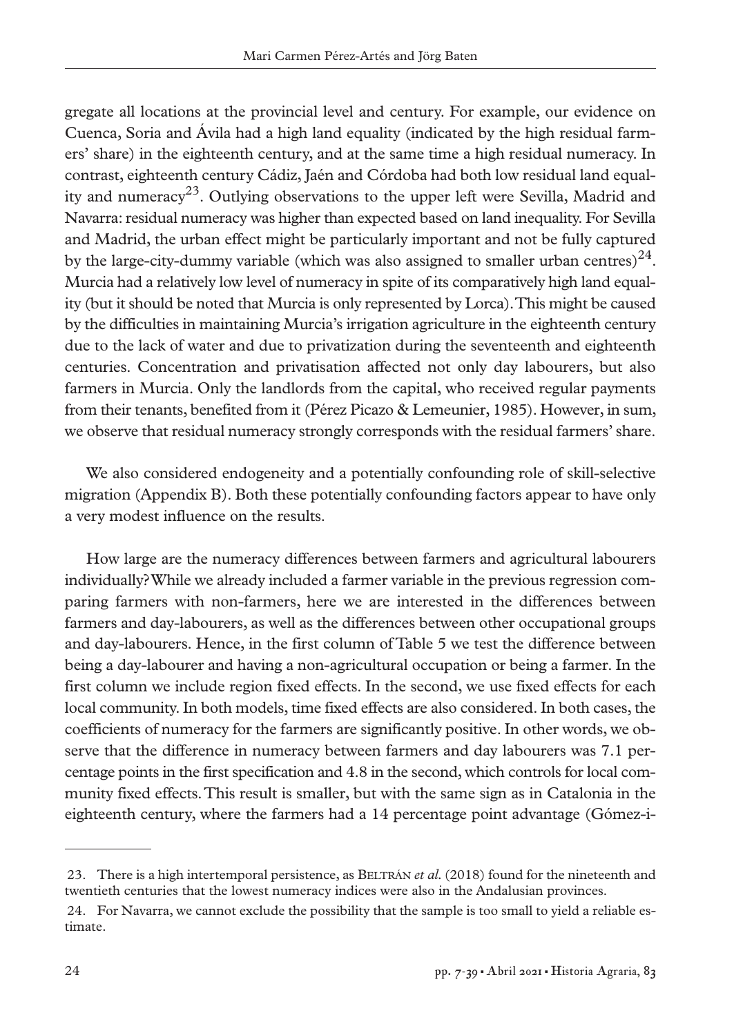gregate all locations at the provincial level and century. For example, our evidence on Cuenca, Soria and Ávila had a high land equality (indicated by the high residual farmers' share) in the eighteenth century, and at the same time a high residual numeracy. In contrast, eighteenth century Cádiz, Jaén and Córdoba had both low residual land equality and numeracy[23]. Outlying observations to the upper left were Sevilla, Madrid and Navarra: residual numeracy was higher than expected based on land inequality. For Sevilla and Madrid, the urban effect might be particularly important and not be fully captured by the large-city-dummy variable (which was also assigned to smaller urban centres)[24]. Murcia had a relatively low level of numeracy in spite of its comparatively high land equality (but it should be noted that Murcia is only represented by Lorca). This might be caused by the difficulties in maintaining Murcia's irrigation agriculture in the eighteenth century due to the lack of water and due to privatization during the seventeenth and eighteenth centuries. Concentration and privatisation affected not only day labourers, but also farmers in Murcia. Only the landlords from the capital, who received regular payments from their tenants, benefited from it (Pérez Picazo & Lemeunier, 1985). However, in sum, we observe that residual numeracy strongly corresponds with the residual farmers' share.

We also considered endogeneity and a potentially confounding role of skill-selective migration (Appendix B). Both these potentially confounding factors appear to have only a very modest influence on the results.

How large are the numeracy differences between farmers and agricultural labourers individually? While we already included a farmer variable in the previous regression comparing farmers with non-farmers, here we are interested in the differences between farmers and day-labourers, as well as the differences between other occupational groups and day-labourers. Hence, in the first column of Table 5 we test the difference between being a day-labourer and having a non-agricultural occupation or being a farmer. In the first column we include region fixed effects. In the second, we use fixed effects for each local community. In both models, time fixed effects are also considered. In both cases, the coefficients of numeracy for the farmers are significantly positive. In other words, we observe that the difference in numeracy between farmers and day labourers was 7.1 percentage points in the first specification and 4.8 in the second, which controls for local community fixed effects. This result is smaller, but with the same sign as in Catalonia in the eighteenth century, where the farmers had a 14 percentage point advantage (Gómez-i-

23. There is a high intertemporal persistence, as Beltrán *et al.* (2018) found for the nineteenth and twentieth centuries that the lowest numeracy indices were also in the Andalusian provinces.

24. For Navarra, we cannot exclude the possibility that the sample is too small to yield a reliable estimate.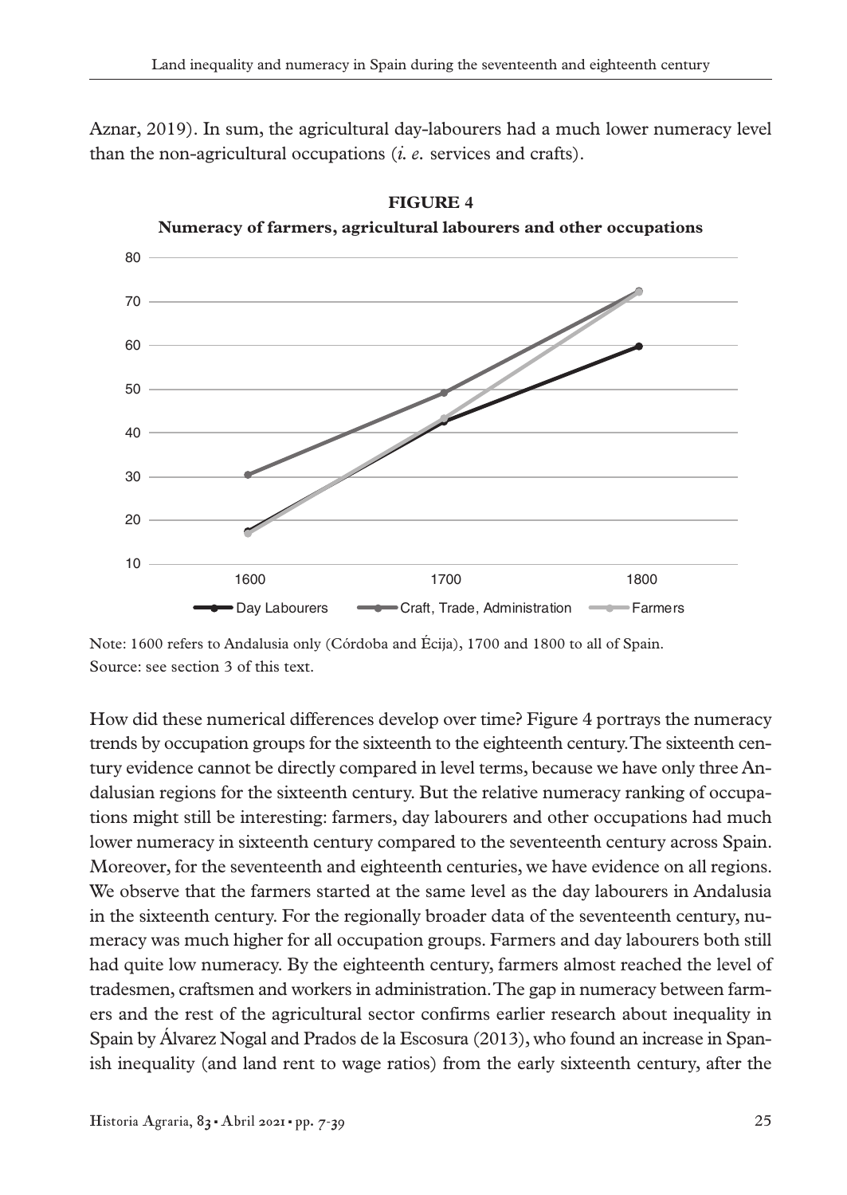Aznar, 2019). In sum, the agricultural day-labourers had a much lower numeracy level than the non-agricultural occupations (*i. e.* services and crafts).

**FIGURE 4**

**Numeracy of farmers, agricultural labourers and other occupations**

Note: 1600 refers to Andalusia only (Córdoba and Écija), 1700 and 1800 to all of Spain.
Source: see section 3 of this text.

How did these numerical differences develop over time? Figure 4 portrays the numeracy trends by occupation groups for the sixteenth to the eighteenth century. The sixteenth century evidence cannot be directly compared in level terms, because we have only three Andalusian regions for the sixteenth century. But the relative numeracy ranking of occupations might still be interesting: farmers, day labourers and other occupations had much lower numeracy in sixteenth century compared to the seventeenth century across Spain. Moreover, for the seventeenth and eighteenth centuries, we have evidence on all regions. We observe that the farmers started at the same level as the day labourers in Andalusia in the sixteenth century. For the regionally broader data of the seventeenth century, numeracy was much higher for all occupation groups. Farmers and day labourers both still had quite low numeracy. By the eighteenth century, farmers almost reached the level of tradesmen, craftsmen and workers in administration. The gap in numeracy between farmers and the rest of the agricultural sector confirms earlier research about inequality in Spain by Álvarez Nogal and Prados de la Escosura (2013), who found an increase in Spanish inequality (and land rent to wage ratios) from the early sixteenth century, after the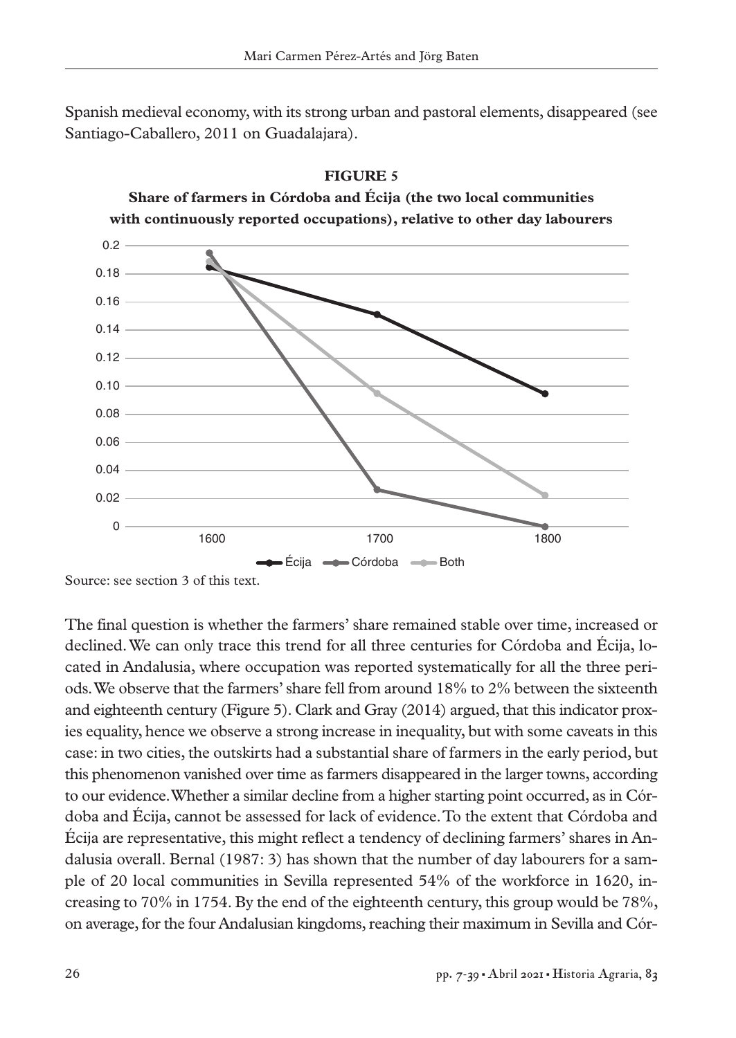Spanish medieval economy, with its strong urban and pastoral elements, disappeared (see Santiago-Caballero, 2011 on Guadalajara).

**FIGURE 5**

**Share of farmers in Córdoba and Écija (the two local communities with continuously reported occupations), relative to other day labourers**

Source: see section 3 of this text.

The final question is whether the farmers' share remained stable over time, increased or declined. We can only trace this trend for all three centuries for Córdoba and Écija, located in Andalusia, where occupation was reported systematically for all the three periods. We observe that the farmers' share fell from around 18% to 2% between the sixteenth and eighteenth century (Figure 5). Clark and Gray (2014) argued, that this indicator proxies equality, hence we observe a strong increase in inequality, but with some caveats in this case: in two cities, the outskirts had a substantial share of farmers in the early period, but this phenomenon vanished over time as farmers disappeared in the larger towns, according to our evidence. Whether a similar decline from a higher starting point occurred, as in Córdoba and Écija, cannot be assessed for lack of evidence. To the extent that Córdoba and Écija are representative, this might reflect a tendency of declining farmers' shares in Andalusia overall. Bernal (1987: 3) has shown that the number of day labourers for a sample of 20 local communities in Sevilla represented 54% of the workforce in 1620, increasing to 70% in 1754. By the end of the eighteenth century, this group would be 78%, on average, for the four Andalusian kingdoms, reaching their maximum in Sevilla and Cór-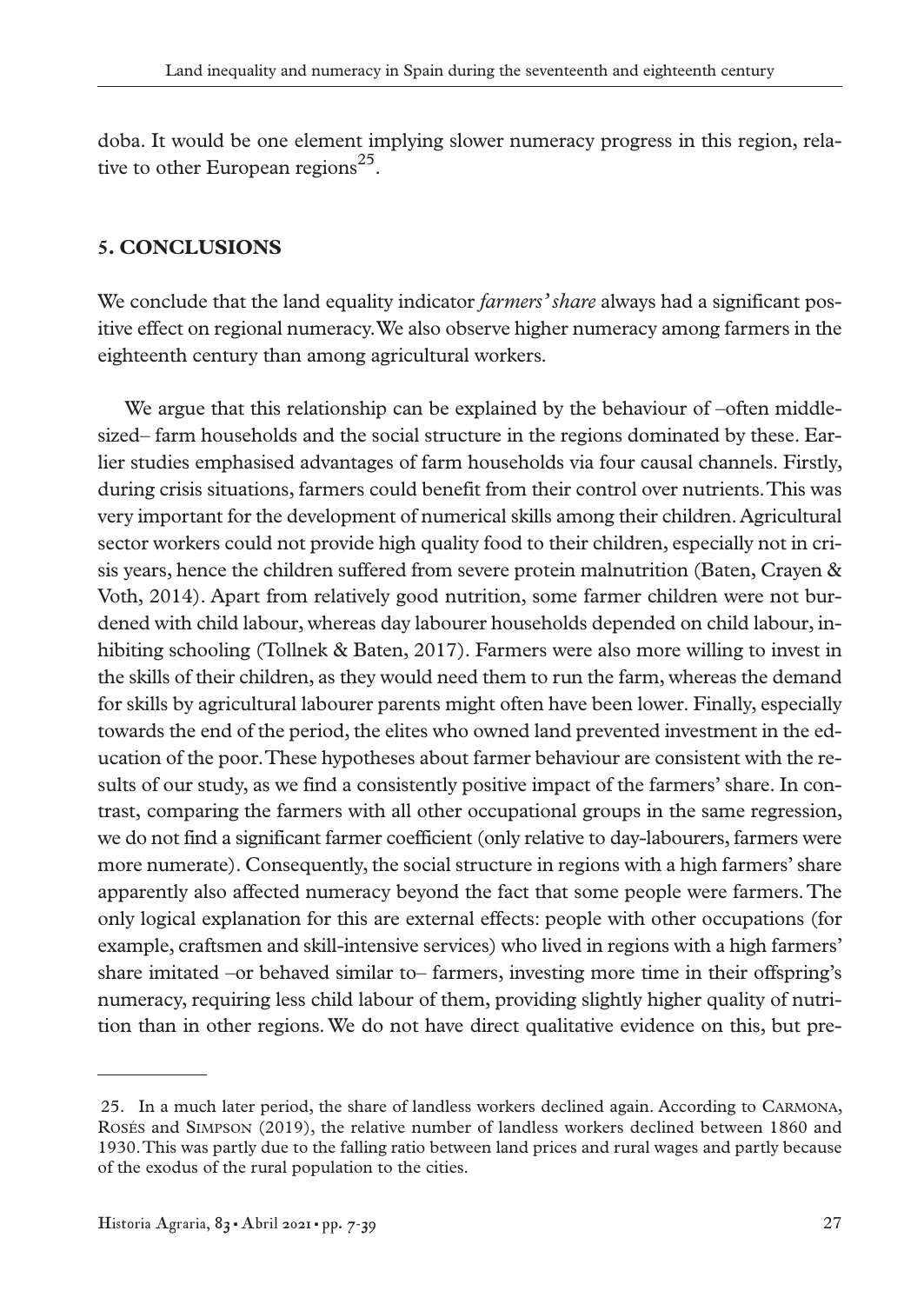doba. It would be one element implying slower numeracy progress in this region, relative to other European regions[25].

## 5. CONCLUSIONS

We conclude that the land equality indicator *farmers' share* always had a significant positive effect on regional numeracy. We also observe higher numeracy among farmers in the eighteenth century than among agricultural workers.

We argue that this relationship can be explained by the behaviour of –often middle-sized– farm households and the social structure in the regions dominated by these. Earlier studies emphasised advantages of farm households via four causal channels. Firstly, during crisis situations, farmers could benefit from their control over nutrients. This was very important for the development of numerical skills among their children. Agricultural sector workers could not provide high quality food to their children, especially not in crisis years, hence the children suffered from severe protein malnutrition (Baten, Crayen & Voth, 2014). Apart from relatively good nutrition, some farmer children were not burdened with child labour, whereas day labourer households depended on child labour, inhibiting schooling (Tollnek & Baten, 2017). Farmers were also more willing to invest in the skills of their children, as they would need them to run the farm, whereas the demand for skills by agricultural labourer parents might often have been lower. Finally, especially towards the end of the period, the elites who owned land prevented investment in the education of the poor. These hypotheses about farmer behaviour are consistent with the results of our study, as we find a consistently positive impact of the farmers' share. In contrast, comparing the farmers with all other occupational groups in the same regression, we do not find a significant farmer coefficient (only relative to day-labourers, farmers were more numerate). Consequently, the social structure in regions with a high farmers' share apparently also affected numeracy beyond the fact that some people were farmers. The only logical explanation for this are external effects: people with other occupations (for example, craftsmen and skill-intensive services) who lived in regions with a high farmers' share imitated –or behaved similar to– farmers, investing more time in their offspring's numeracy, requiring less child labour of them, providing slightly higher quality of nutrition than in other regions. We do not have direct qualitative evidence on this, but pre-

---

25. In a much later period, the share of landless workers declined again. According to Carmona, Rosés and Simpson (2019), the relative number of landless workers declined between 1860 and 1930. This was partly due to the falling ratio between land prices and rural wages and partly because of the exodus of the rural population to the cities.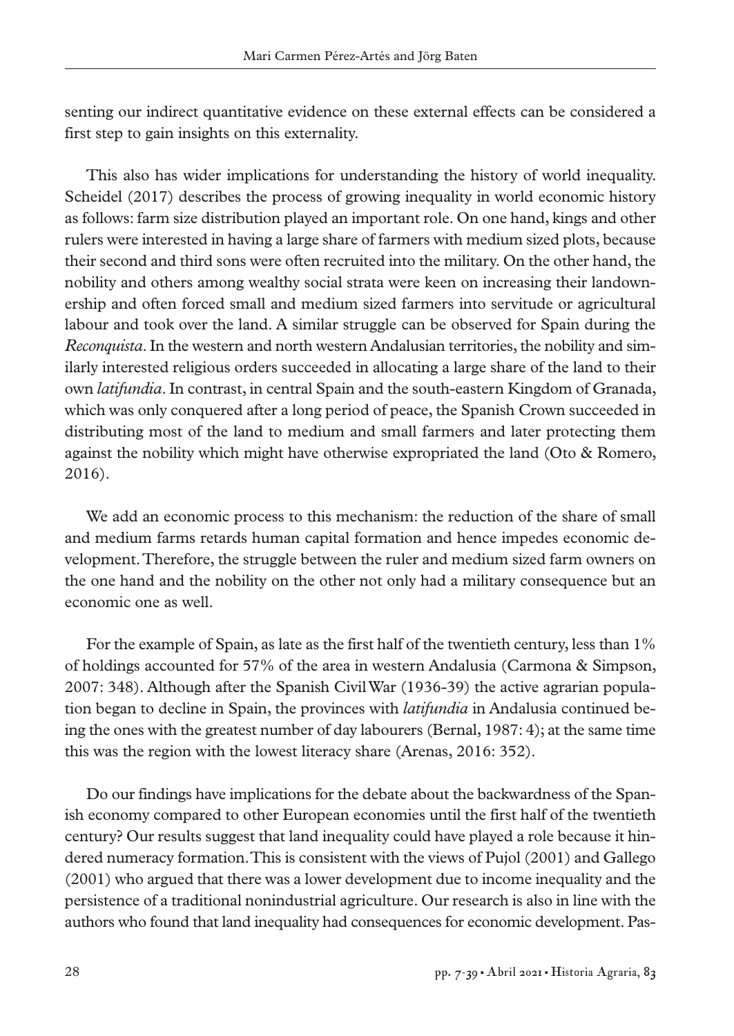senting our indirect quantitative evidence on these external effects can be considered a first step to gain insights on this externality.

This also has wider implications for understanding the history of world inequality. Scheidel (2017) describes the process of growing inequality in world economic history as follows: farm size distribution played an important role. On one hand, kings and other rulers were interested in having a large share of farmers with medium sized plots, because their second and third sons were often recruited into the military. On the other hand, the nobility and others among wealthy social strata were keen on increasing their landownership and often forced small and medium sized farmers into servitude or agricultural labour and took over the land. A similar struggle can be observed for Spain during the *Reconquista*. In the western and north western Andalusian territories, the nobility and similarly interested religious orders succeeded in allocating a large share of the land to their own *latifundia*. In contrast, in central Spain and the south-eastern Kingdom of Granada, which was only conquered after a long period of peace, the Spanish Crown succeeded in distributing most of the land to medium and small farmers and later protecting them against the nobility which might have otherwise expropriated the land (Oto & Romero, 2016).

We add an economic process to this mechanism: the reduction of the share of small and medium farms retards human capital formation and hence impedes economic development. Therefore, the struggle between the ruler and medium sized farm owners on the one hand and the nobility on the other not only had a military consequence but an economic one as well.

For the example of Spain, as late as the first half of the twentieth century, less than 1% of holdings accounted for 57% of the area in western Andalusia (Carmona & Simpson, 2007: 348). Although after the Spanish Civil War (1936-39) the active agrarian population began to decline in Spain, the provinces with *latifundia* in Andalusia continued being the ones with the greatest number of day labourers (Bernal, 1987: 4); at the same time this was the region with the lowest literacy share (Arenas, 2016: 352).

Do our findings have implications for the debate about the backwardness of the Spanish economy compared to other European economies until the first half of the twentieth century? Our results suggest that land inequality could have played a role because it hindered numeracy formation. This is consistent with the views of Pujol (2001) and Gallego (2001) who argued that there was a lower development due to income inequality and the persistence of a traditional nonindustrial agriculture. Our research is also in line with the authors who found that land inequality had consequences for economic development. Pas-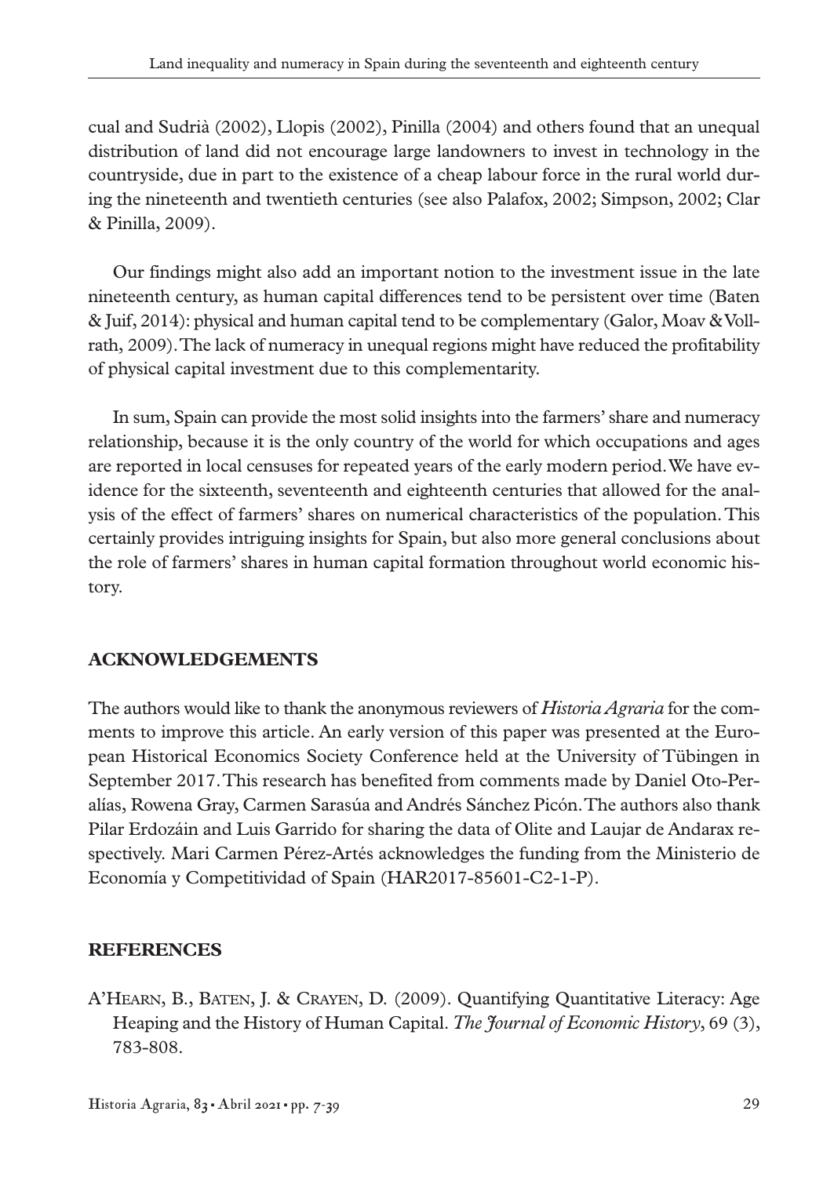cual and Sudrià (2002), Llopis (2002), Pinilla (2004) and others found that an unequal distribution of land did not encourage large landowners to invest in technology in the countryside, due in part to the existence of a cheap labour force in the rural world during the nineteenth and twentieth centuries (see also Palafox, 2002; Simpson, 2002; Clar & Pinilla, 2009).

Our findings might also add an important notion to the investment issue in the late nineteenth century, as human capital differences tend to be persistent over time (Baten & Juif, 2014): physical and human capital tend to be complementary (Galor, Moav & Vollrath, 2009). The lack of numeracy in unequal regions might have reduced the profitability of physical capital investment due to this complementarity.

In sum, Spain can provide the most solid insights into the farmers' share and numeracy relationship, because it is the only country of the world for which occupations and ages are reported in local censuses for repeated years of the early modern period. We have evidence for the sixteenth, seventeenth and eighteenth centuries that allowed for the analysis of the effect of farmers' shares on numerical characteristics of the population. This certainly provides intriguing insights for Spain, but also more general conclusions about the role of farmers' shares in human capital formation throughout world economic history.

## ACKNOWLEDGEMENTS

The authors would like to thank the anonymous reviewers of *Historia Agraria* for the comments to improve this article. An early version of this paper was presented at the European Historical Economics Society Conference held at the University of Tübingen in September 2017. This research has benefited from comments made by Daniel Oto-Peralías, Rowena Gray, Carmen Sarasúa and Andrés Sánchez Picón. The authors also thank Pilar Erdozáin and Luis Garrido for sharing the data of Olite and Laujar de Andarax respectively. Mari Carmen Pérez-Artés acknowledges the funding from the Ministerio de Economía y Competitividad of Spain (HAR2017-85601-C2-1-P).

## REFERENCES

A'Hearn, B., Baten, J. & Crayen, D. (2009). Quantifying Quantitative Literacy: Age Heaping and the History of Human Capital. *The Journal of Economic History*, 69 (3), 783-808.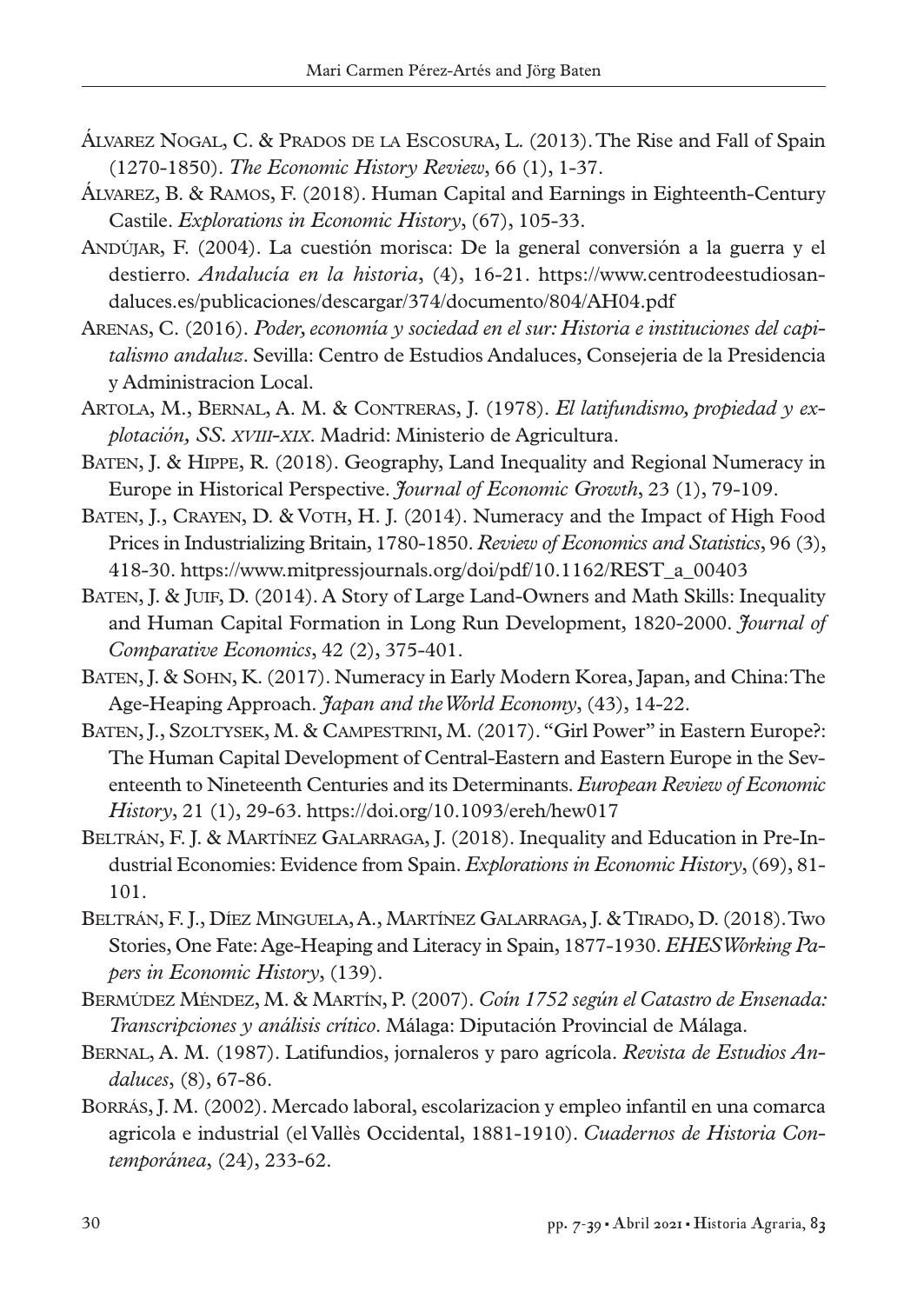Álvarez Nogal, C. & Prados de la Escosura, L. (2013). The Rise and Fall of Spain (1270-1850). *The Economic History Review*, 66 (1), 1-37.

Álvarez, B. & Ramos, F. (2018). Human Capital and Earnings in Eighteenth-Century Castile. *Explorations in Economic History*, (67), 105-33.

Andújar, F. (2004). La cuestión morisca: De la general conversión a la guerra y el destierro. *Andalucía en la historia*, (4), 16-21. https://www.centrodeestudiosandaluces.es/publicaciones/descargar/374/documento/804/AH04.pdf

Arenas, C. (2016). *Poder, economía y sociedad en el sur: Historia e instituciones del capitalismo andaluz*. Sevilla: Centro de Estudios Andaluces, Consejeria de la Presidencia y Administracion Local.

Artola, M., Bernal, A. M. & Contreras, J. (1978). *El latifundismo, propiedad y explotación, SS. xviii-xix*. Madrid: Ministerio de Agricultura.

Baten, J. & Hippe, R. (2018). Geography, Land Inequality and Regional Numeracy in Europe in Historical Perspective. *Journal of Economic Growth*, 23 (1), 79-109.

Baten, J., Crayen, D. & Voth, H. J. (2014). Numeracy and the Impact of High Food Prices in Industrializing Britain, 1780-1850. *Review of Economics and Statistics*, 96 (3), 418-30. https://www.mitpressjournals.org/doi/pdf/10.1162/REST_a_00403

Baten, J. & Juif, D. (2014). A Story of Large Land-Owners and Math Skills: Inequality and Human Capital Formation in Long Run Development, 1820-2000. *Journal of Comparative Economics*, 42 (2), 375-401.

Baten, J. & Sohn, K. (2017). Numeracy in Early Modern Korea, Japan, and China: The Age-Heaping Approach. *Japan and the World Economy*, (43), 14-22.

Baten, J., Szoltysek, M. & Campestrini, M. (2017). "Girl Power" in Eastern Europe?: The Human Capital Development of Central-Eastern and Eastern Europe in the Seventeenth to Nineteenth Centuries and its Determinants. *European Review of Economic History*, 21 (1), 29-63. https://doi.org/10.1093/ereh/hew017

Beltrán, F. J. & Martínez Galarraga, J. (2018). Inequality and Education in Pre-Industrial Economies: Evidence from Spain. *Explorations in Economic History*, (69), 81-101.

Beltrán, F. J., Díez Minguela, A., Martínez Galarraga, J. & Tirado, D. (2018). Two Stories, One Fate: Age-Heaping and Literacy in Spain, 1877-1930. *EHES Working Papers in Economic History*, (139).

Bermúdez Méndez, M. & Martín, P. (2007). *Coín 1752 según el Catastro de Ensenada: Transcripciones y análisis crítico*. Málaga: Diputación Provincial de Málaga.

Bernal, A. M. (1987). Latifundios, jornaleros y paro agrícola. *Revista de Estudios Andaluces*, (8), 67-86.

Borrás, J. M. (2002). Mercado laboral, escolarizacion y empleo infantil en una comarca agricola e industrial (el Vallès Occidental, 1881-1910). *Cuadernos de Historia Contemporánea*, (24), 233-62.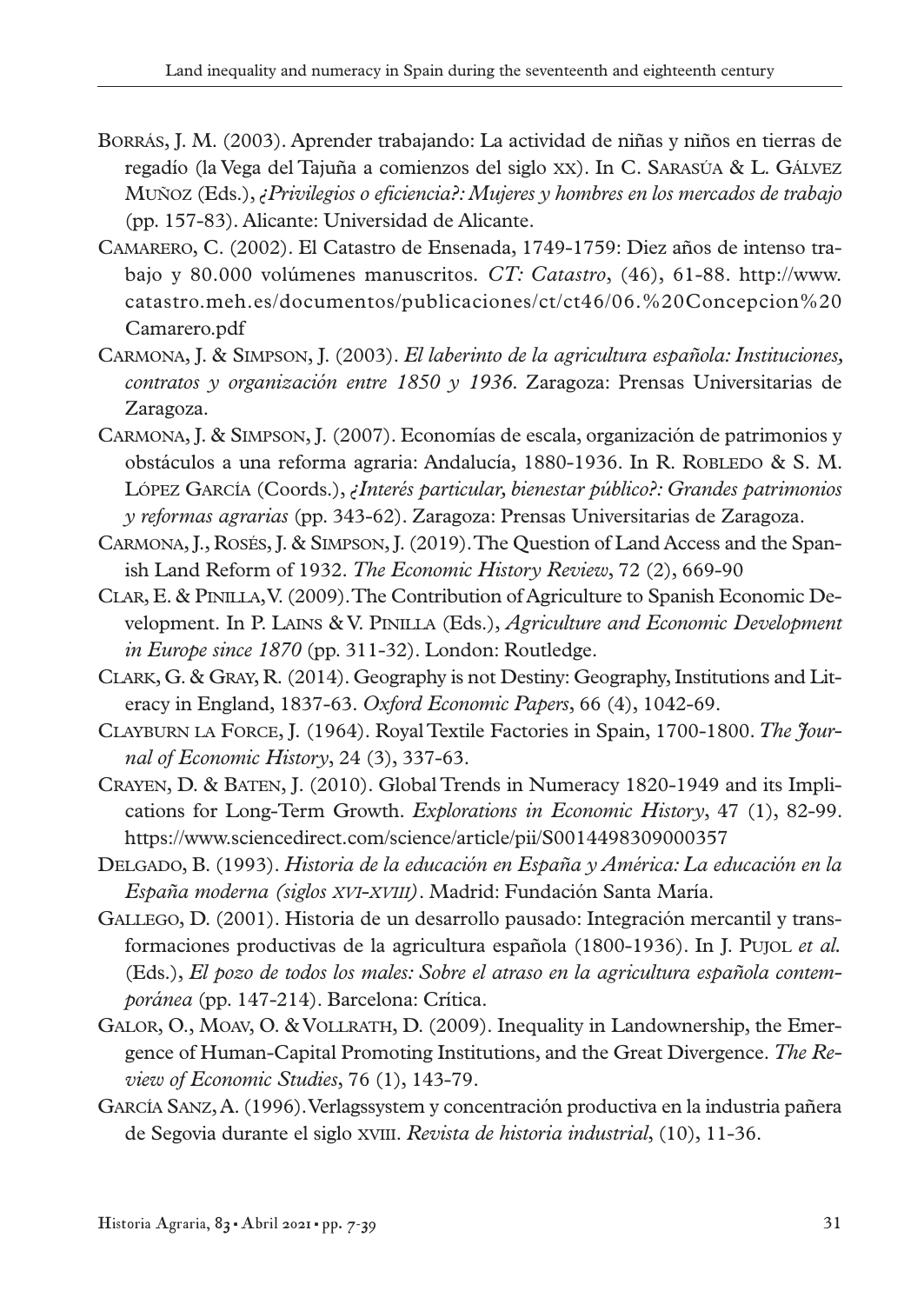Borrás, J. M. (2003). Aprender trabajando: La actividad de niñas y niños en tierras de regadío (la Vega del Tajuña a comienzos del siglo xx). In C. Sarasúa & L. Gálvez Muñoz (Eds.), *¿Privilegios o eficiencia?: Mujeres y hombres en los mercados de trabajo* (pp. 157-83). Alicante: Universidad de Alicante.

Camarero, C. (2002). El Catastro de Ensenada, 1749-1759: Diez años de intenso trabajo y 80.000 volúmenes manuscritos. *CT: Catastro*, (46), 61-88. http://www.catastro.meh.es/documentos/publicaciones/ct/ct46/06.%20Concepcion%20Camarero.pdf

Carmona, J. & Simpson, J. (2003). *El laberinto de la agricultura española: Instituciones, contratos y organización entre 1850 y 1936*. Zaragoza: Prensas Universitarias de Zaragoza.

Carmona, J. & Simpson, J. (2007). Economías de escala, organización de patrimonios y obstáculos a una reforma agraria: Andalucía, 1880-1936. In R. Robledo & S. M. López García (Coords.), *¿Interés particular, bienestar público?: Grandes patrimonios y reformas agrarias* (pp. 343-62). Zaragoza: Prensas Universitarias de Zaragoza.

Carmona, J., Rosés, J. & Simpson, J. (2019). The Question of Land Access and the Spanish Land Reform of 1932. *The Economic History Review*, 72 (2), 669-90

Clar, E. & Pinilla, V. (2009). The Contribution of Agriculture to Spanish Economic Development. In P. Lains & V. Pinilla (Eds.), *Agriculture and Economic Development in Europe since 1870* (pp. 311-32). London: Routledge.

Clark, G. & Gray, R. (2014). Geography is not Destiny: Geography, Institutions and Literacy in England, 1837-63. *Oxford Economic Papers*, 66 (4), 1042-69.

Clayburn la Force, J. (1964). Royal Textile Factories in Spain, 1700-1800. *The Journal of Economic History*, 24 (3), 337-63.

Crayen, D. & Baten, J. (2010). Global Trends in Numeracy 1820-1949 and its Implications for Long-Term Growth. *Explorations in Economic History*, 47 (1), 82-99. https://www.sciencedirect.com/science/article/pii/S0014498309000357

Delgado, B. (1993). *Historia de la educación en España y América: La educación en la España moderna (siglos xvi-xviii)*. Madrid: Fundación Santa María.

Gallego, D. (2001). Historia de un desarrollo pausado: Integración mercantil y transformaciones productivas de la agricultura española (1800-1936). In J. Pujol *et al.* (Eds.), *El pozo de todos los males: Sobre el atraso en la agricultura española contemporánea* (pp. 147-214). Barcelona: Crítica.

Galor, O., Moav, O. & Vollrath, D. (2009). Inequality in Landownership, the Emergence of Human-Capital Promoting Institutions, and the Great Divergence. *The Review of Economic Studies*, 76 (1), 143-79.

García Sanz, A. (1996). Verlagssystem y concentración productiva en la industria pañera de Segovia durante el siglo xviii. *Revista de historia industrial*, (10), 11-36.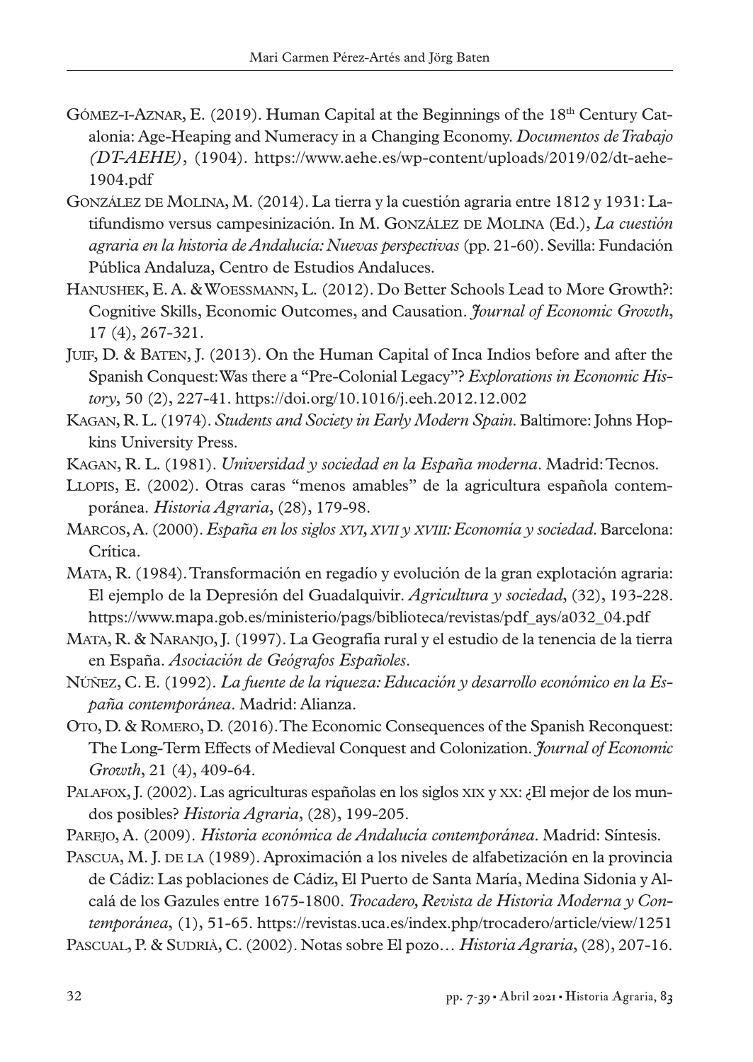Gómez-i-Aznar, E. (2019). Human Capital at the Beginnings of the 18th Century Catalonia: Age-Heaping and Numeracy in a Changing Economy. *Documentos de Trabajo (DT-AEHE)*, (1904). https://www.aehe.es/wp-content/uploads/2019/02/dt-aehe-1904.pdf

González de Molina, M. (2014). La tierra y la cuestión agraria entre 1812 y 1931: Latifundismo versus campesinización. In M. González de Molina (Ed.), *La cuestión agraria en la historia de Andalucía: Nuevas perspectivas* (pp. 21-60). Sevilla: Fundación Pública Andaluza, Centro de Estudios Andaluces.

Hanushek, E. A. & Woessmann, L. (2012). Do Better Schools Lead to More Growth?: Cognitive Skills, Economic Outcomes, and Causation. *Journal of Economic Growth*, 17 (4), 267-321.

Juif, D. & Baten, J. (2013). On the Human Capital of Inca Indios before and after the Spanish Conquest: Was there a "Pre-Colonial Legacy"? *Explorations in Economic History*, 50 (2), 227-41. https://doi.org/10.1016/j.eeh.2012.12.002

Kagan, R. L. (1974). *Students and Society in Early Modern Spain*. Baltimore: Johns Hopkins University Press.

Kagan, R. L. (1981). *Universidad y sociedad en la España moderna*. Madrid: Tecnos.

Llopis, E. (2002). Otras caras "menos amables" de la agricultura española contemporánea. *Historia Agraria*, (28), 179-98.

Marcos, A. (2000). *España en los siglos xvi, xvii y xviii: Economía y sociedad*. Barcelona: Crítica.

Mata, R. (1984). Transformación en regadío y evolución de la gran explotación agraria: El ejemplo de la Depresión del Guadalquivir. *Agricultura y sociedad*, (32), 193-228. https://www.mapa.gob.es/ministerio/pags/biblioteca/revistas/pdf_ays/a032_04.pdf

Mata, R. & Naranjo, J. (1997). La Geografía rural y el estudio de la tenencia de la tierra en España. *Asociación de Geógrafos Españoles*.

Núñez, C. E. (1992). *La fuente de la riqueza: Educación y desarrollo económico en la España contemporánea*. Madrid: Alianza.

Oto, D. & Romero, D. (2016). The Economic Consequences of the Spanish Reconquest: The Long-Term Effects of Medieval Conquest and Colonization. *Journal of Economic Growth*, 21 (4), 409-64.

Palafox, J. (2002). Las agriculturas españolas en los siglos xix y xx: ¿El mejor de los mundos posibles? *Historia Agraria*, (28), 199-205.

Parejo, A. (2009). *Historia económica de Andalucía contemporánea*. Madrid: Síntesis.

Pascua, M. J. de la (1989). Aproximación a los niveles de alfabetización en la provincia de Cádiz: Las poblaciones de Cádiz, El Puerto de Santa María, Medina Sidonia y Alcalá de los Gazules entre 1675-1800. *Trocadero, Revista de Historia Moderna y Contemporánea*, (1), 51-65. https://revistas.uca.es/index.php/trocadero/article/view/1251

Pascual, P. & Sudrià, C. (2002). Notas sobre El pozo… *Historia Agraria*, (28), 207-16.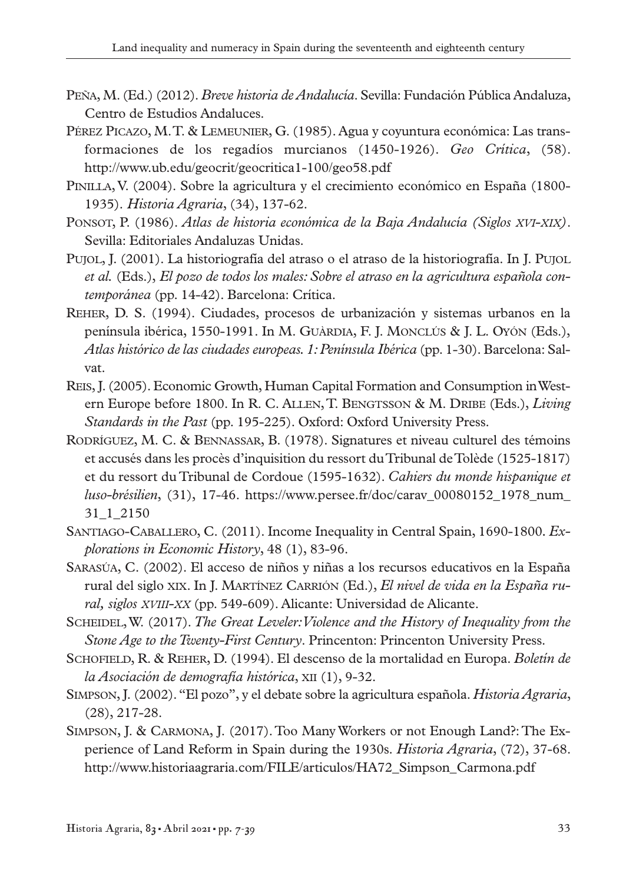Peña, M. (Ed.) (2012). *Breve historia de Andalucía*. Sevilla: Fundación Pública Andaluza, Centro de Estudios Andaluces.

Pérez Picazo, M. T. & Lemeunier, G. (1985). Agua y coyuntura económica: Las transformaciones de los regadíos murcianos (1450-1926). *Geo Crítica*, (58). http://www.ub.edu/geocrit/geocritica1-100/geo58.pdf

Pinilla, V. (2004). Sobre la agricultura y el crecimiento económico en España (1800-1935). *Historia Agraria*, (34), 137-62.

Ponsot, P. (1986). *Atlas de historia económica de la Baja Andalucía (Siglos xvi-xix)*. Sevilla: Editoriales Andaluzas Unidas.

Pujol, J. (2001). La historiografía del atraso o el atraso de la historiografía. In J. Pujol *et al.* (Eds.), *El pozo de todos los males: Sobre el atraso en la agricultura española contemporánea* (pp. 14-42). Barcelona: Crítica.

Reher, D. S. (1994). Ciudades, procesos de urbanización y sistemas urbanos en la península ibérica, 1550-1991. In M. Guàrdia, F. J. Monclús & J. L. Oyón (Eds.), *Atlas histórico de las ciudades europeas. 1: Península Ibérica* (pp. 1-30). Barcelona: Salvat.

Reis, J. (2005). Economic Growth, Human Capital Formation and Consumption in Western Europe before 1800. In R. C. Allen, T. Bengtsson & M. Dribe (Eds.), *Living Standards in the Past* (pp. 195-225). Oxford: Oxford University Press.

Rodríguez, M. C. & Bennassar, B. (1978). Signatures et niveau culturel des témoins et accusés dans les procès d'inquisition du ressort du Tribunal de Tolède (1525-1817) et du ressort du Tribunal de Cordoue (1595-1632). *Cahiers du monde hispanique et luso-brésilien*, (31), 17-46. https://www.persee.fr/doc/carav_00080152_1978_num_31_1_2150

Santiago-Caballero, C. (2011). Income Inequality in Central Spain, 1690-1800. *Explorations in Economic History*, 48 (1), 83-96.

Sarasúa, C. (2002). El acceso de niños y niñas a los recursos educativos en la España rural del siglo xix. In J. Martínez Carrión (Ed.), *El nivel de vida en la España rural, siglos xviii-xx* (pp. 549-609). Alicante: Universidad de Alicante.

Scheidel, W. (2017). *The Great Leveler: Violence and the History of Inequality from the Stone Age to the Twenty-First Century*. Princenton: Princenton University Press.

Schofield, R. & Reher, D. (1994). El descenso de la mortalidad en Europa. *Boletín de la Asociación de demografía histórica*, xii (1), 9-32.

Simpson, J. (2002). "El pozo", y el debate sobre la agricultura española. *Historia Agraria*, (28), 217-28.

Simpson, J. & Carmona, J. (2017). Too Many Workers or not Enough Land?: The Experience of Land Reform in Spain during the 1930s. *Historia Agraria*, (72), 37-68. http://www.historiaagraria.com/FILE/articulos/HA72_Simpson_Carmona.pdf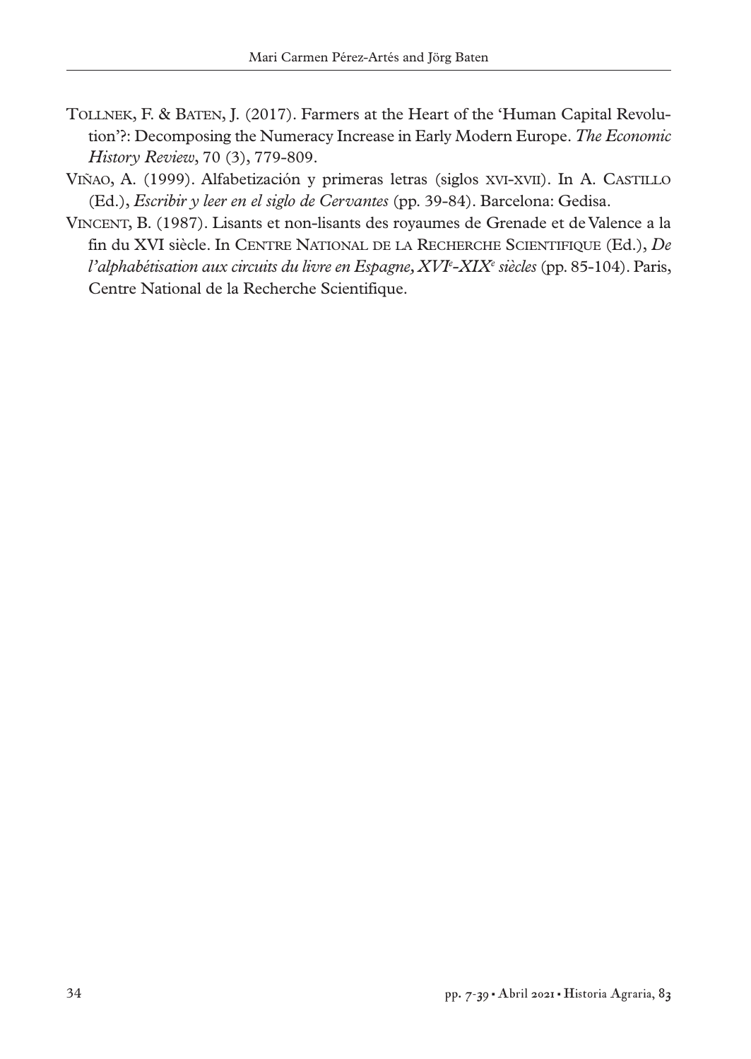Tollnek, F. & Baten, J. (2017). Farmers at the Heart of the 'Human Capital Revolution'?: Decomposing the Numeracy Increase in Early Modern Europe. *The Economic History Review*, 70 (3), 779-809.

Viñao, A. (1999). Alfabetización y primeras letras (siglos xvi-xvii). In A. Castillo (Ed.), *Escribir y leer en el siglo de Cervantes* (pp. 39-84). Barcelona: Gedisa.

Vincent, B. (1987). Lisants et non-lisants des royaumes de Grenade et de Valence a la fin du XVI siècle. In Centre National de la Recherche Scientifique (Ed.), *De l'alphabétisation aux circuits du livre en Espagne, XVIe-XIXe siècles* (pp. 85-104). Paris, Centre National de la Recherche Scientifique.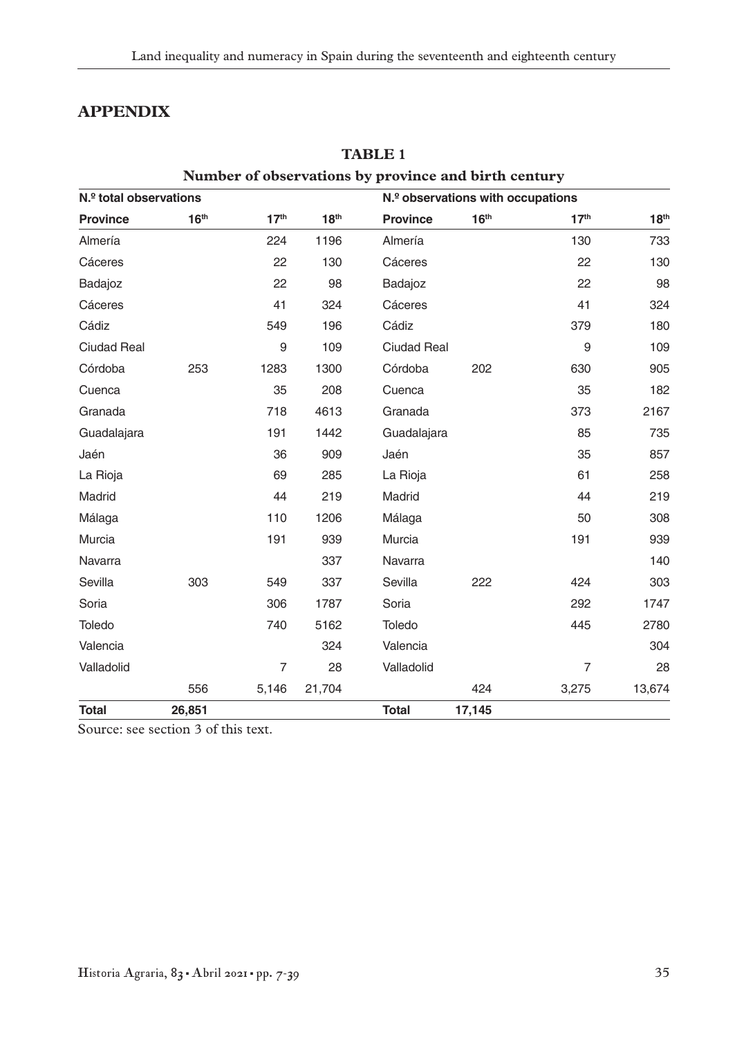## APPENDIX

**TABLE 1**

**Number of observations by province and birth century**

| N.º total observations | | | | N.º observations with occupations | | | |
|---|---|---|---|---|---|---|---|
| **Province** | **16th** | **17th** | **18th** | **Province** | **16th** | **17th** | **18th** |
| Almería | | 224 | 1196 | Almería | | 130 | 733 |
| Cáceres | | 22 | 130 | Cáceres | | 22 | 130 |
| Badajoz | | 22 | 98 | Badajoz | | 22 | 98 |
| Cáceres | | 41 | 324 | Cáceres | | 41 | 324 |
| Cádiz | | 549 | 196 | Cádiz | | 379 | 180 |
| Ciudad Real | | 9 | 109 | Ciudad Real | | 9 | 109 |
| Córdoba | 253 | 1283 | 1300 | Córdoba | 202 | 630 | 905 |
| Cuenca | | 35 | 208 | Cuenca | | 35 | 182 |
| Granada | | 718 | 4613 | Granada | | 373 | 2167 |
| Guadalajara | | 191 | 1442 | Guadalajara | | 85 | 735 |
| Jaén | | 36 | 909 | Jaén | | 35 | 857 |
| La Rioja | | 69 | 285 | La Rioja | | 61 | 258 |
| Madrid | | 44 | 219 | Madrid | | 44 | 219 |
| Málaga | | 110 | 1206 | Málaga | | 50 | 308 |
| Murcia | | 191 | 939 | Murcia | | 191 | 939 |
| Navarra | | | 337 | Navarra | | | 140 |
| Sevilla | 303 | 549 | 337 | Sevilla | 222 | 424 | 303 |
| Soria | | 306 | 1787 | Soria | | 292 | 1747 |
| Toledo | | 740 | 5162 | Toledo | | 445 | 2780 |
| Valencia | | | 324 | Valencia | | | 304 |
| Valladolid | | 7 | 28 | Valladolid | | 7 | 28 |
| | 556 | 5,146 | 21,704 | | 424 | 3,275 | 13,674 |
| **Total** | **26,851** | | | **Total** | **17,145** | | |

Source: see section 3 of this text.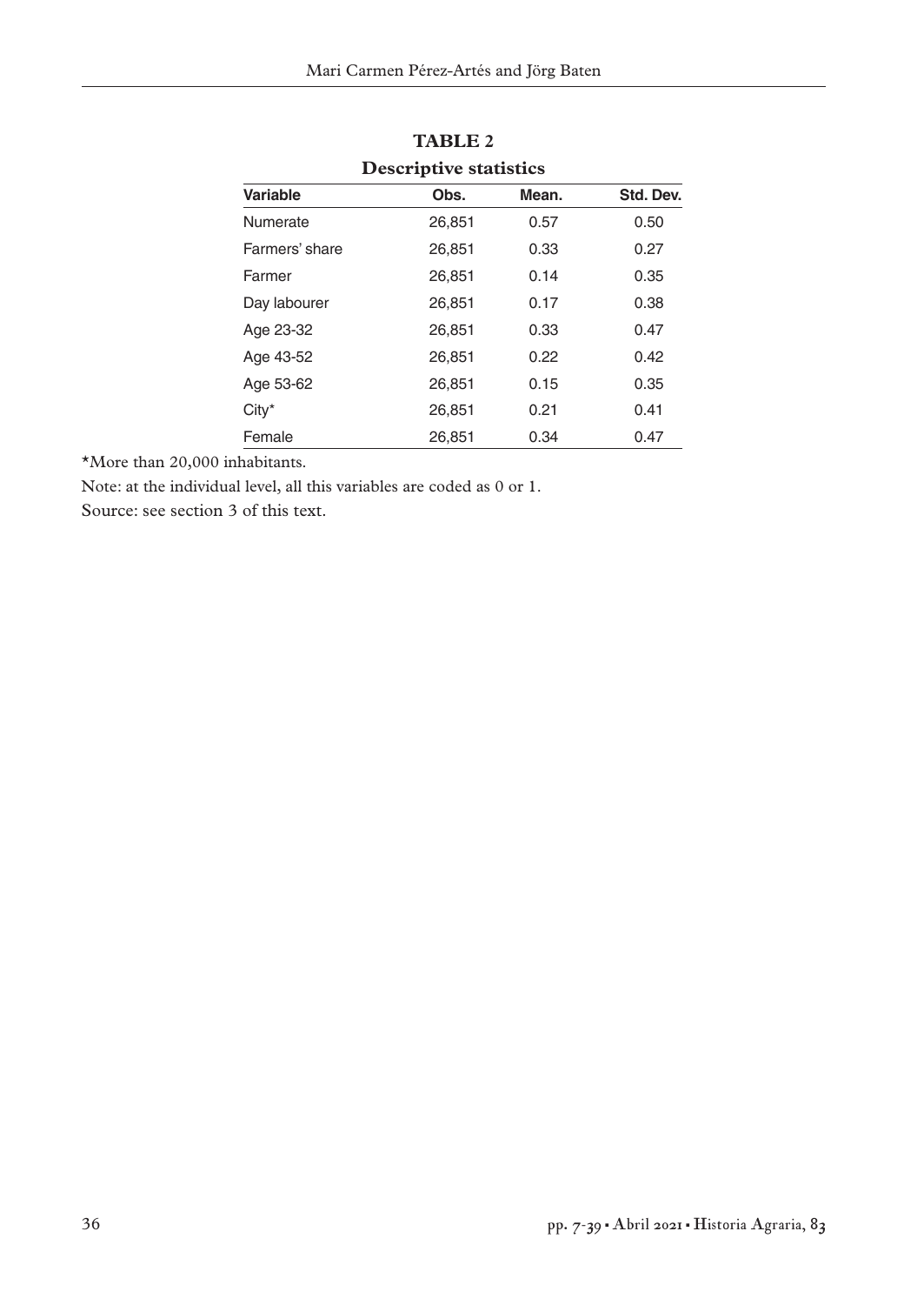**TABLE 2**

**Descriptive statistics**

| Variable | Obs. | Mean. | Std. Dev. |
|---|---|---|---|
| Numerate | 26,851 | 0.57 | 0.50 |
| Farmers' share | 26,851 | 0.33 | 0.27 |
| Farmer | 26,851 | 0.14 | 0.35 |
| Day labourer | 26,851 | 0.17 | 0.38 |
| Age 23-32 | 26,851 | 0.33 | 0.47 |
| Age 43-52 | 26,851 | 0.22 | 0.42 |
| Age 53-62 | 26,851 | 0.15 | 0.35 |
| City* | 26,851 | 0.21 | 0.41 |
| Female | 26,851 | 0.34 | 0.47 |

*More than 20,000 inhabitants.

Note: at the individual level, all this variables are coded as 0 or 1.

Source: see section 3 of this text.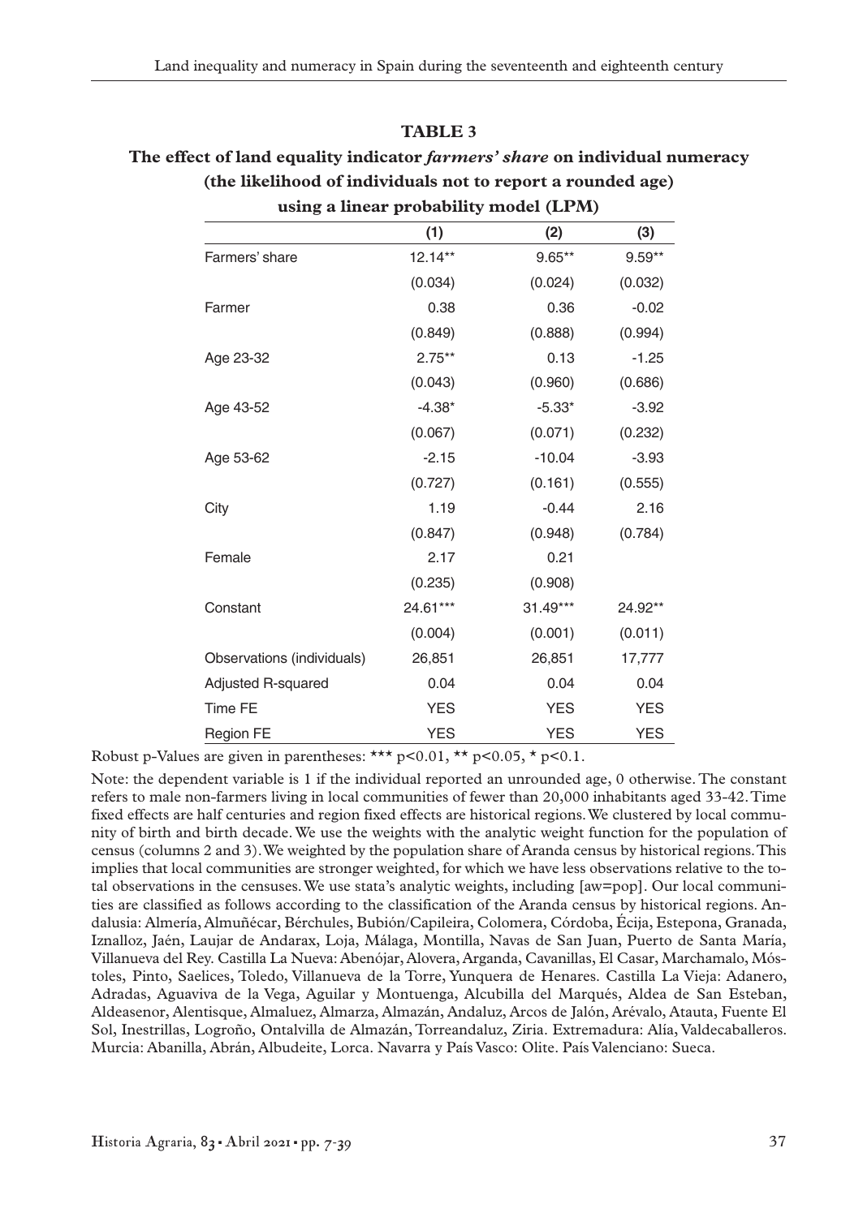**TABLE 3**

**The effect of land equality indicator *farmers' share* on individual numeracy (the likelihood of individuals not to report a rounded age) using a linear probability model (LPM)**

| | (1) | (2) | (3) |
|---|---|---|---|
| Farmers' share | 12.14** | 9.65** | 9.59** |
| | (0.034) | (0.024) | (0.032) |
| Farmer | 0.38 | 0.36 | -0.02 |
| | (0.849) | (0.888) | (0.994) |
| Age 23-32 | 2.75** | 0.13 | -1.25 |
| | (0.043) | (0.960) | (0.686) |
| Age 43-52 | -4.38* | -5.33* | -3.92 |
| | (0.067) | (0.071) | (0.232) |
| Age 53-62 | -2.15 | -10.04 | -3.93 |
| | (0.727) | (0.161) | (0.555) |
| City | 1.19 | -0.44 | 2.16 |
| | (0.847) | (0.948) | (0.784) |
| Female | 2.17 | 0.21 | |
| | (0.235) | (0.908) | |
| Constant | 24.61*** | 31.49*** | 24.92** |
| | (0.004) | (0.001) | (0.011) |
| Observations (individuals) | 26,851 | 26,851 | 17,777 |
| Adjusted R-squared | 0.04 | 0.04 | 0.04 |
| Time FE | YES | YES | YES |
| Region FE | YES | YES | YES |

Robust p-Values are given in parentheses: *** $p<0.01$, ** $p<0.05$, * $p<0.1$.

Note: the dependent variable is 1 if the individual reported an unrounded age, 0 otherwise. The constant refers to male non-farmers living in local communities of fewer than 20,000 inhabitants aged 33-42. Time fixed effects are half centuries and region fixed effects are historical regions. We clustered by local community of birth and birth decade. We use the weights with the analytic weight function for the population of census (columns 2 and 3). We weighted by the population share of Aranda census by historical regions. This implies that local communities are stronger weighted, for which we have less observations relative to the total observations in the censuses. We use stata's analytic weights, including [aw=pop]. Our local communities are classified as follows according to the classification of the Aranda census by historical regions. Andalusia: Almería, Almuñécar, Bérchules, Bubión/Capileira, Colomera, Córdoba, Écija, Estepona, Granada, Iznalloz, Jaén, Laujar de Andarax, Loja, Málaga, Montilla, Navas de San Juan, Puerto de Santa María, Villanueva del Rey. Castilla La Nueva: Abenójar, Alovera, Arganda, Cavanillas, El Casar, Marchamalo, Móstoles, Pinto, Saelices, Toledo, Villanueva de la Torre, Yunquera de Henares. Castilla La Vieja: Adanero, Adradas, Aguaviva de la Vega, Aguilar y Montuenga, Alcubilla del Marqués, Aldea de San Esteban, Aldeasenor, Alentisque, Almaluez, Almarza, Almazán, Andaluz, Arcos de Jalón, Arévalo, Atauta, Fuente El Sol, Inestrillas, Logroño, Ontalvilla de Almazán, Torreandaluz, Ziria. Extremadura: Alía, Valdecaballeros. Murcia: Abanilla, Abrán, Albudeite, Lorca. Navarra y País Vasco: Olite. País Valenciano: Sueca.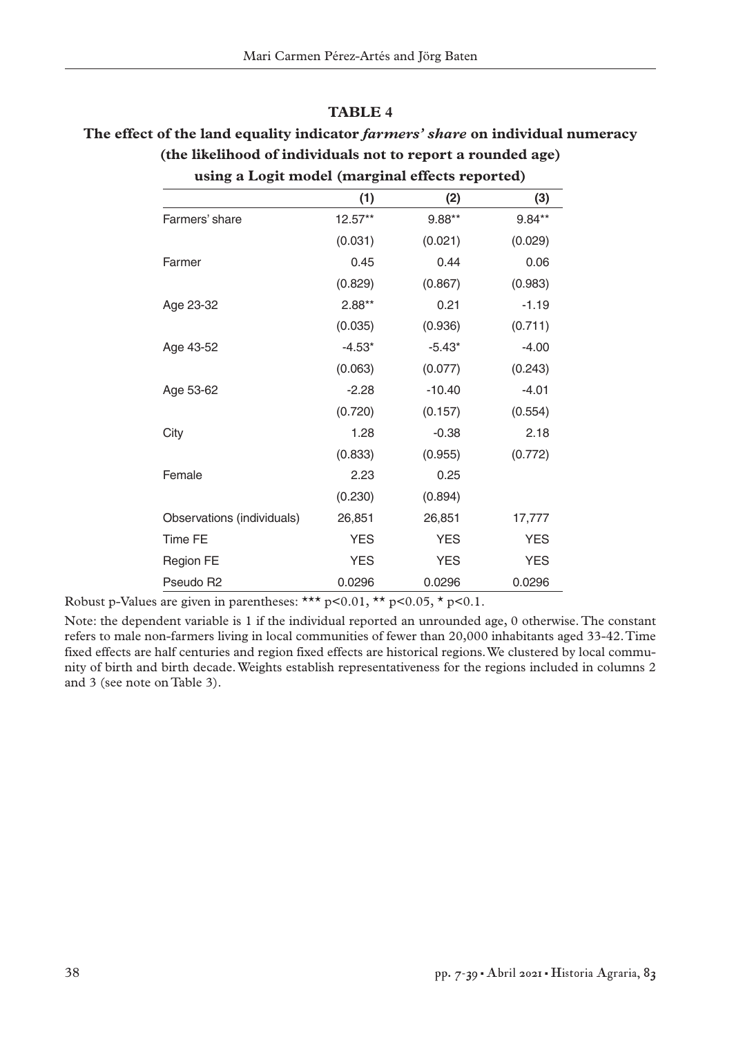**TABLE 4**

**The effect of the land equality indicator *farmers' share* on individual numeracy (the likelihood of individuals not to report a rounded age) using a Logit model (marginal effects reported)**

| | (1) | (2) | (3) |
|---|---|---|---|
| Farmers' share | 12.57** | 9.88** | 9.84** |
| | (0.031) | (0.021) | (0.029) |
| Farmer | 0.45 | 0.44 | 0.06 |
| | (0.829) | (0.867) | (0.983) |
| Age 23-32 | 2.88** | 0.21 | -1.19 |
| | (0.035) | (0.936) | (0.711) |
| Age 43-52 | -4.53* | -5.43* | -4.00 |
| | (0.063) | (0.077) | (0.243) |
| Age 53-62 | -2.28 | -10.40 | -4.01 |
| | (0.720) | (0.157) | (0.554) |
| City | 1.28 | -0.38 | 2.18 |
| | (0.833) | (0.955) | (0.772) |
| Female | 2.23 | 0.25 | |
| | (0.230) | (0.894) | |
| Observations (individuals) | 26,851 | 26,851 | 17,777 |
| Time FE | YES | YES | YES |
| Region FE | YES | YES | YES |
| Pseudo R2 | 0.0296 | 0.0296 | 0.0296 |

Robust p-Values are given in parentheses: *** p<0.01, ** p<0.05, * p<0.1.

Note: the dependent variable is 1 if the individual reported an unrounded age, 0 otherwise. The constant refers to male non-farmers living in local communities of fewer than 20,000 inhabitants aged 33-42. Time fixed effects are half centuries and region fixed effects are historical regions. We clustered by local community of birth and birth decade. Weights establish representativeness for the regions included in columns 2 and 3 (see note on Table 3).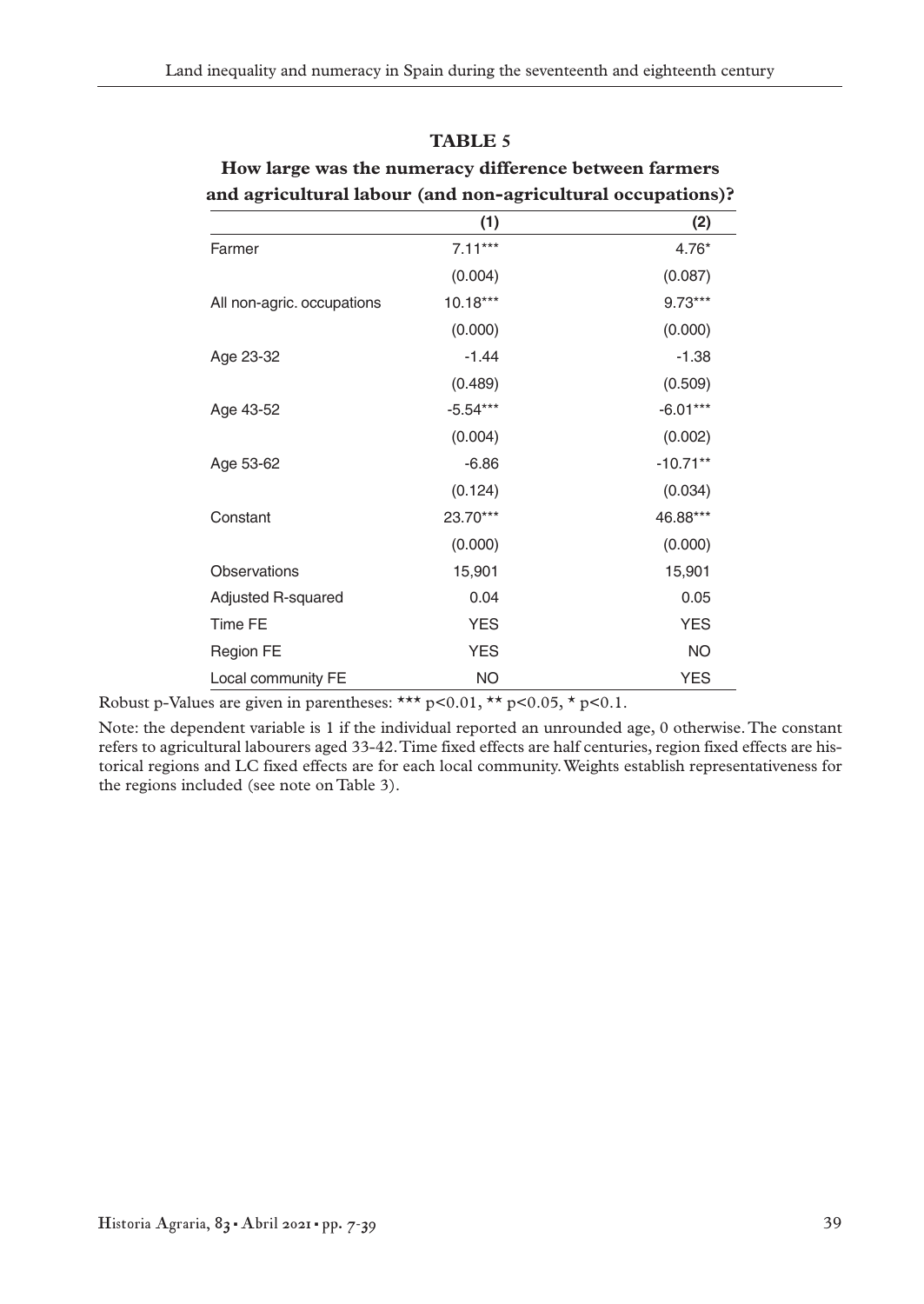**TABLE 5**

**How large was the numeracy difference between farmers and agricultural labour (and non-agricultural occupations)?**

| | (1) | (2) |
|---|---|---|
| Farmer | 7.11*** | 4.76* |
| | (0.004) | (0.087) |
| All non-agric. occupations | 10.18*** | 9.73*** |
| | (0.000) | (0.000) |
| Age 23-32 | -1.44 | -1.38 |
| | (0.489) | (0.509) |
| Age 43-52 | -5.54*** | -6.01*** |
| | (0.004) | (0.002) |
| Age 53-62 | -6.86 | -10.71** |
| | (0.124) | (0.034) |
| Constant | 23.70*** | 46.88*** |
| | (0.000) | (0.000) |
| Observations | 15,901 | 15,901 |
| Adjusted R-squared | 0.04 | 0.05 |
| Time FE | YES | YES |
| Region FE | YES | NO |
| Local community FE | NO | YES |

Robust p-Values are given in parentheses: *** p<0.01, ** p<0.05, * p<0.1.

Note: the dependent variable is 1 if the individual reported an unrounded age, 0 otherwise. The constant refers to agricultural labourers aged 33-42. Time fixed effects are half centuries, region fixed effects are historical regions and LC fixed effects are for each local community. Weights establish representativeness for the regions included (see note on Table 3).